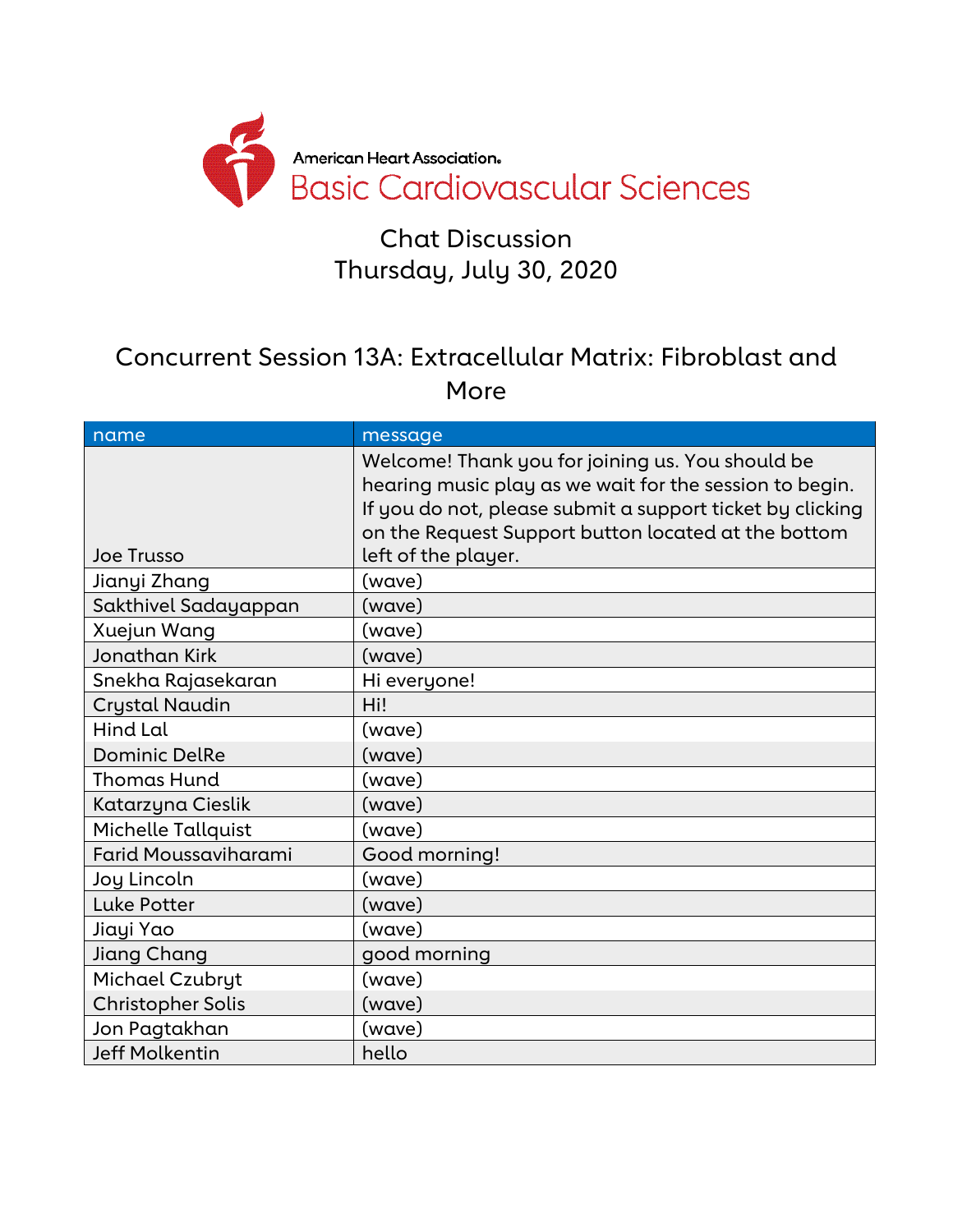American Heart Association.
Basic Cardiovascular Sciences

# Chat Discussion
## Thursday, July 30, 2020

## Concurrent Session 13A: Extracellular Matrix: Fibroblast and More

| name | message |
|---|---|
| Joe Trusso | Welcome! Thank you for joining us. You should be hearing music play as we wait for the session to begin. If you do not, please submit a support ticket by clicking on the Request Support button located at the bottom left of the player. |
| Jianyi Zhang | (wave) |
| Sakthivel Sadayappan | (wave) |
| Xuejun Wang | (wave) |
| Jonathan Kirk | (wave) |
| Snekha Rajasekaran | Hi everyone! |
| Crystal Naudin | Hi! |
| Hind Lal | (wave) |
| Dominic DelRe | (wave) |
| Thomas Hund | (wave) |
| Katarzyna Cieslik | (wave) |
| Michelle Tallquist | (wave) |
| Farid Moussaviharami | Good morning! |
| Joy Lincoln | (wave) |
| Luke Potter | (wave) |
| Jiayi Yao | (wave) |
| Jiang Chang | good morning |
| Michael Czubryt | (wave) |
| Christopher Solis | (wave) |
| Jon Pagtakhan | (wave) |
| Jeff Molkentin | hello |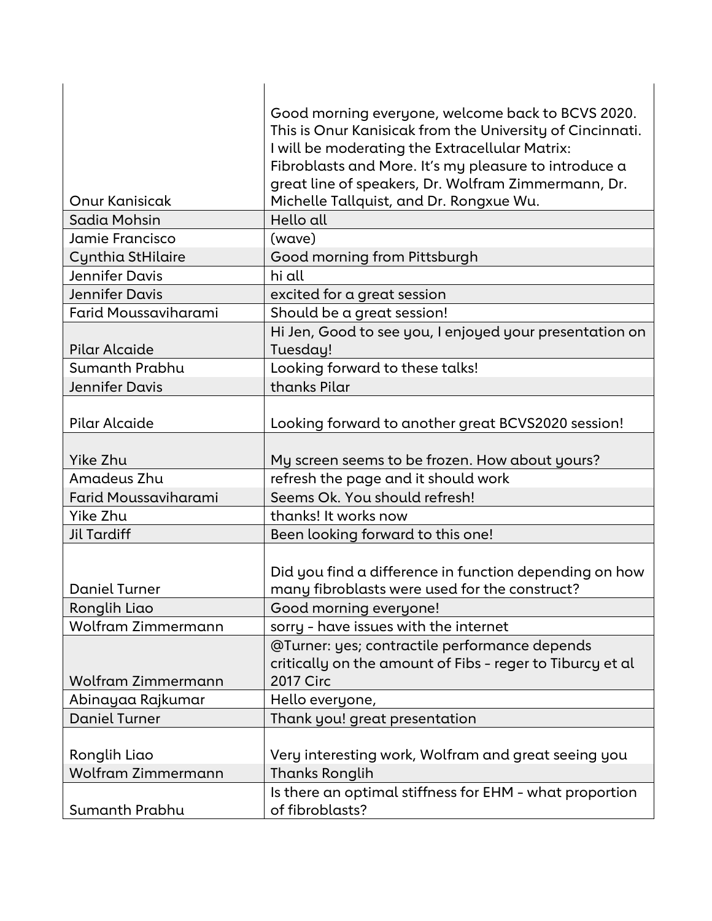| | |
|---|---|
| Onur Kanisicak | Good morning everyone, welcome back to BCVS 2020. This is Onur Kanisicak from the University of Cincinnati. I will be moderating the Extracellular Matrix: Fibroblasts and More. It's my pleasure to introduce a great line of speakers, Dr. Wolfram Zimmermann, Dr. Michelle Tallquist, and Dr. Rongxue Wu. |
| Sadia Mohsin | Hello all |
| Jamie Francisco | (wave) |
| Cynthia StHilaire | Good morning from Pittsburgh |
| Jennifer Davis | hi all |
| Jennifer Davis | excited for a great session |
| Farid Moussaviharami | Should be a great session! |
| Pilar Alcaide | Hi Jen, Good to see you, I enjoyed your presentation on Tuesday! |
| Sumanth Prabhu | Looking forward to these talks! |
| Jennifer Davis | thanks Pilar |
| Pilar Alcaide | Looking forward to another great BCVS2020 session! |
| Yike Zhu | My screen seems to be frozen. How about yours? |
| Amadeus Zhu | refresh the page and it should work |
| Farid Moussaviharami | Seems Ok. You should refresh! |
| Yike Zhu | thanks! It works now |
| Jil Tardiff | Been looking forward to this one! |
| Daniel Turner | Did you find a difference in function depending on how many fibroblasts were used for the construct? |
| Ronglih Liao | Good morning everyone! |
| Wolfram Zimmermann | sorry - have issues with the internet |
| Wolfram Zimmermann | @Turner: yes; contractile performance depends critically on the amount of Fibs - reger to Tiburcy et al 2017 Circ |
| Abinayaa Rajkumar | Hello everyone, |
| Daniel Turner | Thank you! great presentation |
| Ronglih Liao | Very interesting work, Wolfram and great seeing you |
| Wolfram Zimmermann | Thanks Ronglih |
| Sumanth Prabhu | Is there an optimal stiffness for EHM - what proportion of fibroblasts? |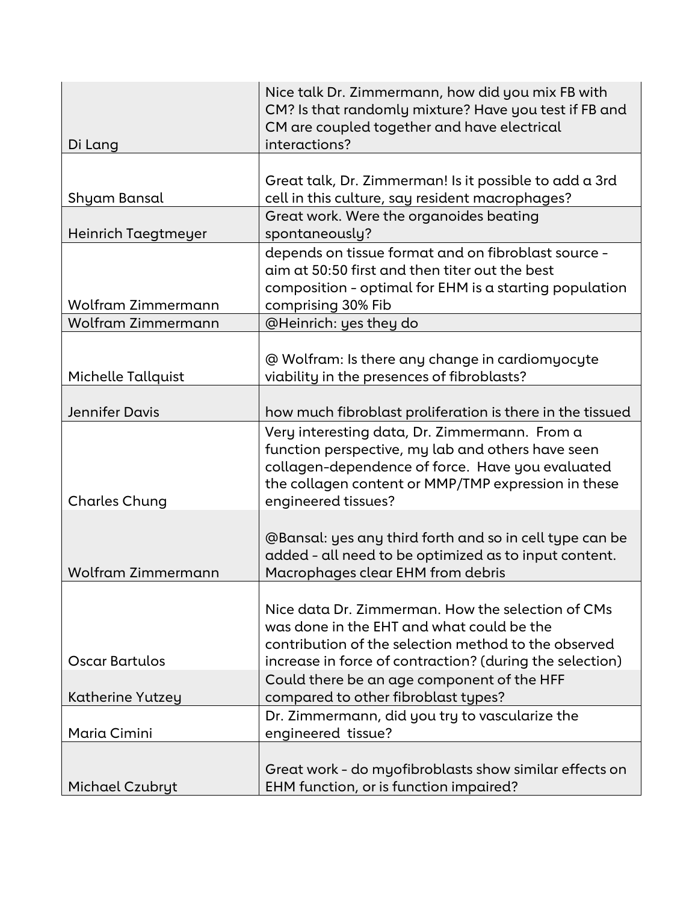| | |
|---|---|
| Di Lang | Nice talk Dr. Zimmermann, how did you mix FB with CM? Is that randomly mixture? Have you test if FB and CM are coupled together and have electrical interactions? |
| Shyam Bansal | Great talk, Dr. Zimmerman! Is it possible to add a 3rd cell in this culture, say resident macrophages? |
| Heinrich Taegtmeyer | Great work. Were the organoides beating spontaneously? |
| Wolfram Zimmermann | depends on tissue format and on fibroblast source - aim at 50:50 first and then titer out the best composition - optimal for EHM is a starting population comprising 30% Fib |
| Wolfram Zimmermann | @Heinrich: yes they do |
| Michelle Tallquist | @ Wolfram: Is there any change in cardiomyocyte viability in the presences of fibroblasts? |
| Jennifer Davis | how much fibroblast proliferation is there in the tissued |
| Charles Chung | Very interesting data, Dr. Zimmermann. From a function perspective, my lab and others have seen collagen-dependence of force. Have you evaluated the collagen content or MMP/TMP expression in these engineered tissues? |
| Wolfram Zimmermann | @Bansal: yes any third forth and so in cell type can be added - all need to be optimized as to input content. Macrophages clear EHM from debris |
| Oscar Bartulos | Nice data Dr. Zimmerman. How the selection of CMs was done in the EHT and what could be the contribution of the selection method to the observed increase in force of contraction? (during the selection) |
| Katherine Yutzey | Could there be an age component of the HFF compared to other fibroblast types? |
| Maria Cimini | Dr. Zimmermann, did you try to vascularize the engineered tissue? |
| Michael Czubryt | Great work - do myofibroblasts show similar effects on EHM function, or is function impaired? |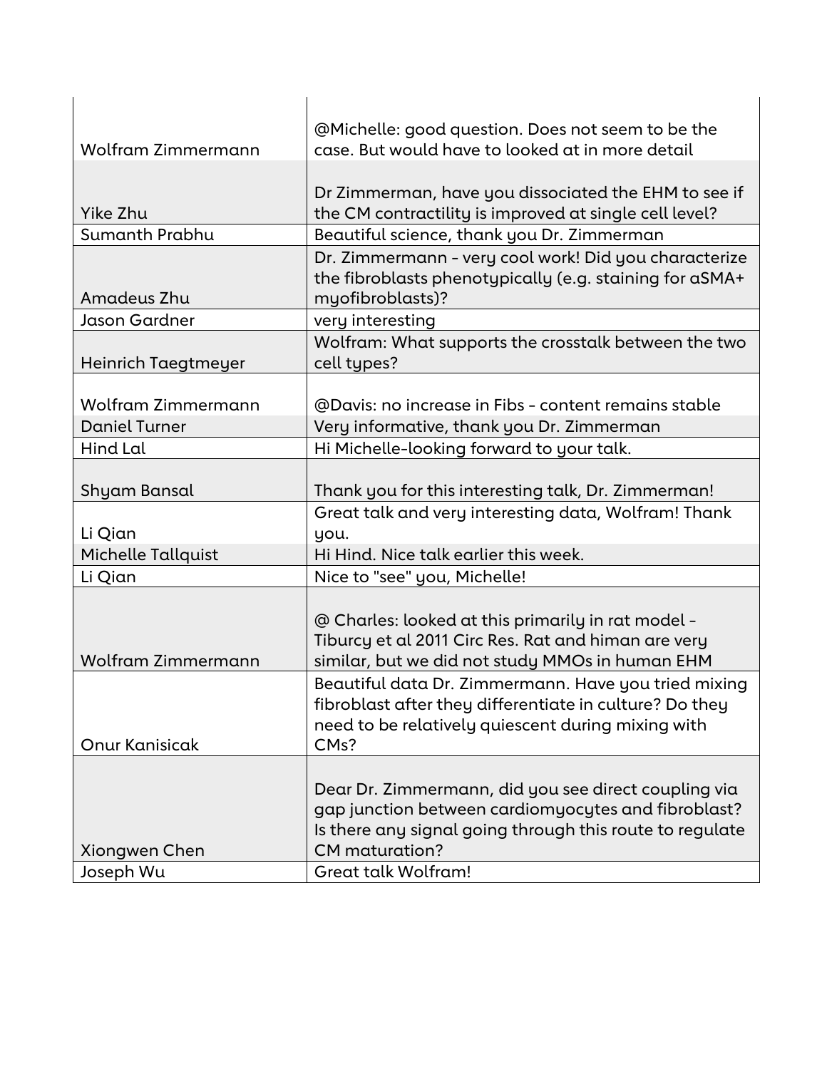| | |
|---|---|
| Wolfram Zimmermann | @Michelle: good question. Does not seem to be the case. But would have to looked at in more detail |
| Yike Zhu | Dr Zimmerman, have you dissociated the EHM to see if the CM contractility is improved at single cell level? |
| Sumanth Prabhu | Beautiful science, thank you Dr. Zimmerman |
| Amadeus Zhu | Dr. Zimmermann - very cool work! Did you characterize the fibroblasts phenotypically (e.g. staining for aSMA+ myofibroblasts)? |
| Jason Gardner | very interesting |
| Heinrich Taegtmeyer | Wolfram: What supports the crosstalk between the two cell types? |
| Wolfram Zimmermann | @Davis: no increase in Fibs - content remains stable |
| Daniel Turner | Very informative, thank you Dr. Zimmerman |
| Hind Lal | Hi Michelle-looking forward to your talk. |
| Shyam Bansal | Thank you for this interesting talk, Dr. Zimmerman! |
| Li Qian | Great talk and very interesting data, Wolfram! Thank you. |
| Michelle Tallquist | Hi Hind. Nice talk earlier this week. |
| Li Qian | Nice to "see" you, Michelle! |
| Wolfram Zimmermann | @ Charles: looked at this primarily in rat model - Tiburcy et al 2011 Circ Res. Rat and himan are very similar, but we did not study MMOs in human EHM |
| Onur Kanisicak | Beautiful data Dr. Zimmermann. Have you tried mixing fibroblast after they differentiate in culture? Do they need to be relatively quiescent during mixing with CMs? |
| Xiongwen Chen | Dear Dr. Zimmermann, did you see direct coupling via gap junction between cardiomyocytes and fibroblast? Is there any signal going through this route to regulate CM maturation? |
| Joseph Wu | Great talk Wolfram! |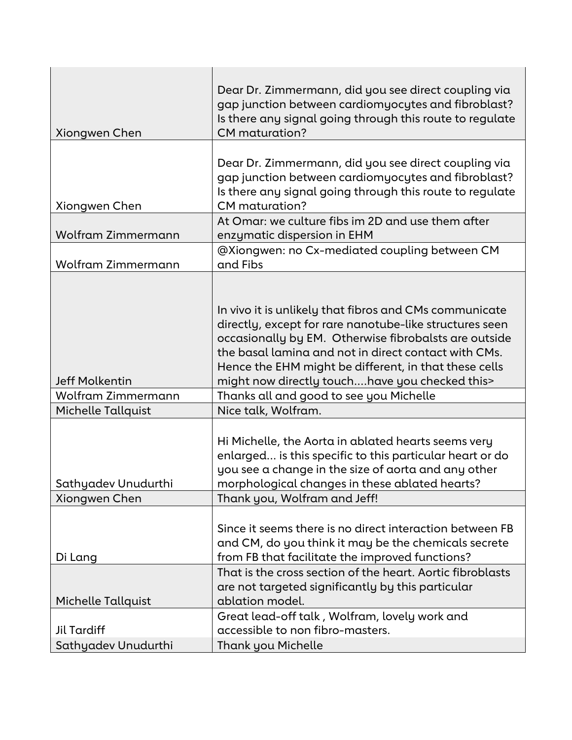| | |
|---|---|
| Xiongwen Chen | Dear Dr. Zimmermann, did you see direct coupling via gap junction between cardiomyocytes and fibroblast? Is there any signal going through this route to regulate CM maturation? |
| Xiongwen Chen | Dear Dr. Zimmermann, did you see direct coupling via gap junction between cardiomyocytes and fibroblast? Is there any signal going through this route to regulate CM maturation? |
| Wolfram Zimmermann | At Omar: we culture fibs im 2D and use them after enzymatic dispersion in EHM |
| Wolfram Zimmermann | @Xiongwen: no Cx-mediated coupling between CM and Fibs |
| Jeff Molkentin | In vivo it is unlikely that fibros and CMs communicate directly, except for rare nanotube-like structures seen occasionally by EM. Otherwise fibrobalsts are outside the basal lamina and not in direct contact with CMs. Hence the EHM might be different, in that these cells might now directly touch....have you checked this> |
| Wolfram Zimmermann | Thanks all and good to see you Michelle |
| Michelle Tallquist | Nice talk, Wolfram. |
| Sathyadev Unudurthi | Hi Michelle, the Aorta in ablated hearts seems very enlarged... is this specific to this particular heart or do you see a change in the size of aorta and any other morphological changes in these ablated hearts? |
| Xiongwen Chen | Thank you, Wolfram and Jeff! |
| Di Lang | Since it seems there is no direct interaction between FB and CM, do you think it may be the chemicals secrete from FB that facilitate the improved functions? |
| Michelle Tallquist | That is the cross section of the heart. Aortic fibroblasts are not targeted significantly by this particular ablation model. |
| Jil Tardiff | Great lead-off talk , Wolfram, lovely work and accessible to non fibro-masters. |
| Sathyadev Unudurthi | Thank you Michelle |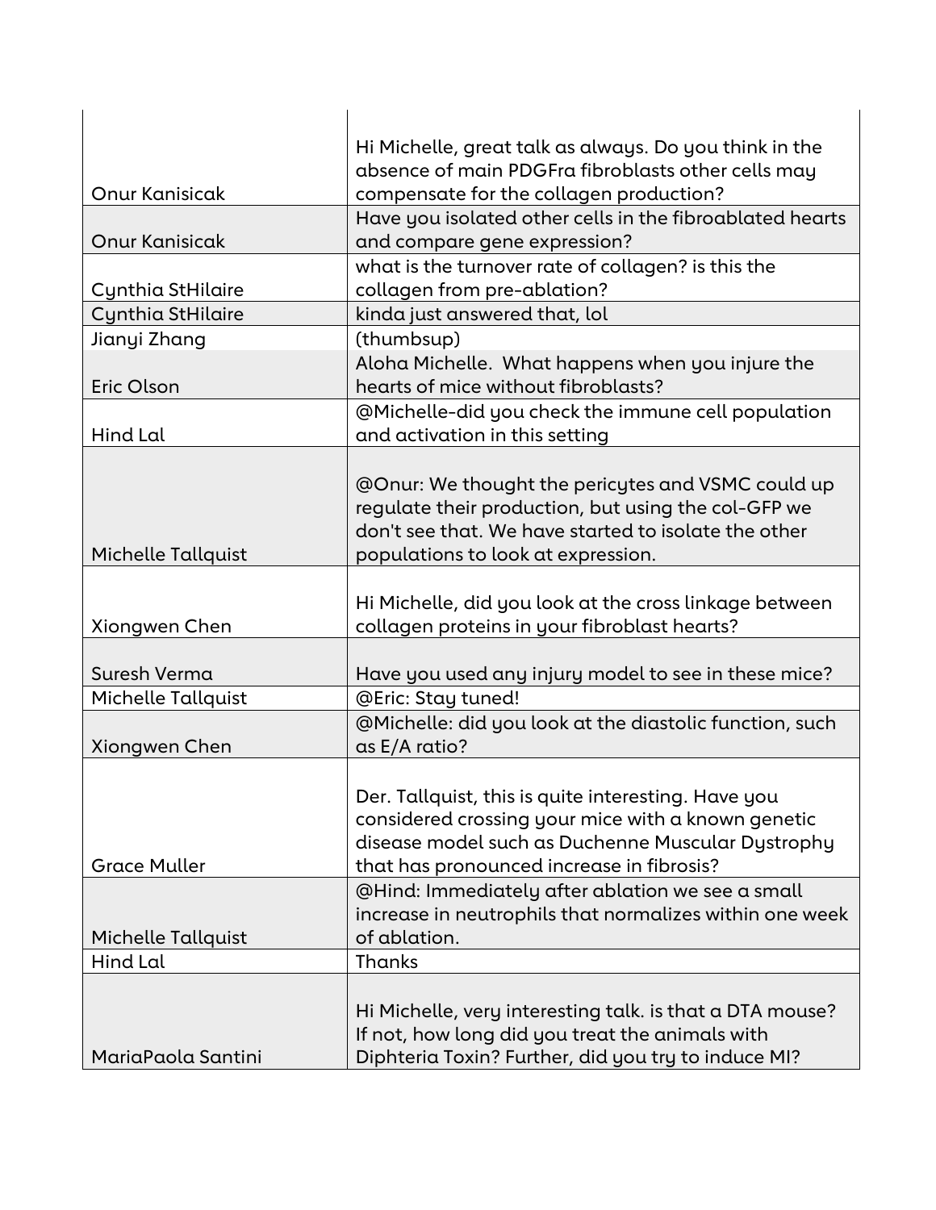| | |
|---|---|
| Onur Kanisicak | Hi Michelle, great talk as always. Do you think in the absence of main PDGFra fibroblasts other cells may compensate for the collagen production? |
| Onur Kanisicak | Have you isolated other cells in the fibroablated hearts and compare gene expression? |
| Cynthia StHilaire | what is the turnover rate of collagen? is this the collagen from pre-ablation? |
| Cynthia StHilaire | kinda just answered that, lol |
| Jianyi Zhang | (thumbsup) |
| Eric Olson | Aloha Michelle. What happens when you injure the hearts of mice without fibroblasts? |
| Hind Lal | @Michelle-did you check the immune cell population and activation in this setting |
| Michelle Tallquist | @Onur: We thought the pericytes and VSMC could up regulate their production, but using the col-GFP we don't see that. We have started to isolate the other populations to look at expression. |
| Xiongwen Chen | Hi Michelle, did you look at the cross linkage between collagen proteins in your fibroblast hearts? |
| Suresh Verma | Have you used any injury model to see in these mice? |
| Michelle Tallquist | @Eric: Stay tuned! |
| Xiongwen Chen | @Michelle: did you look at the diastolic function, such as E/A ratio? |
| Grace Muller | Der. Tallquist, this is quite interesting. Have you considered crossing your mice with a known genetic disease model such as Duchenne Muscular Dystrophy that has pronounced increase in fibrosis? |
| Michelle Tallquist | @Hind: Immediately after ablation we see a small increase in neutrophils that normalizes within one week of ablation. |
| Hind Lal | Thanks |
| MariaPaola Santini | Hi Michelle, very interesting talk. is that a DTA mouse? If not, how long did you treat the animals with Diphteria Toxin? Further, did you try to induce MI? |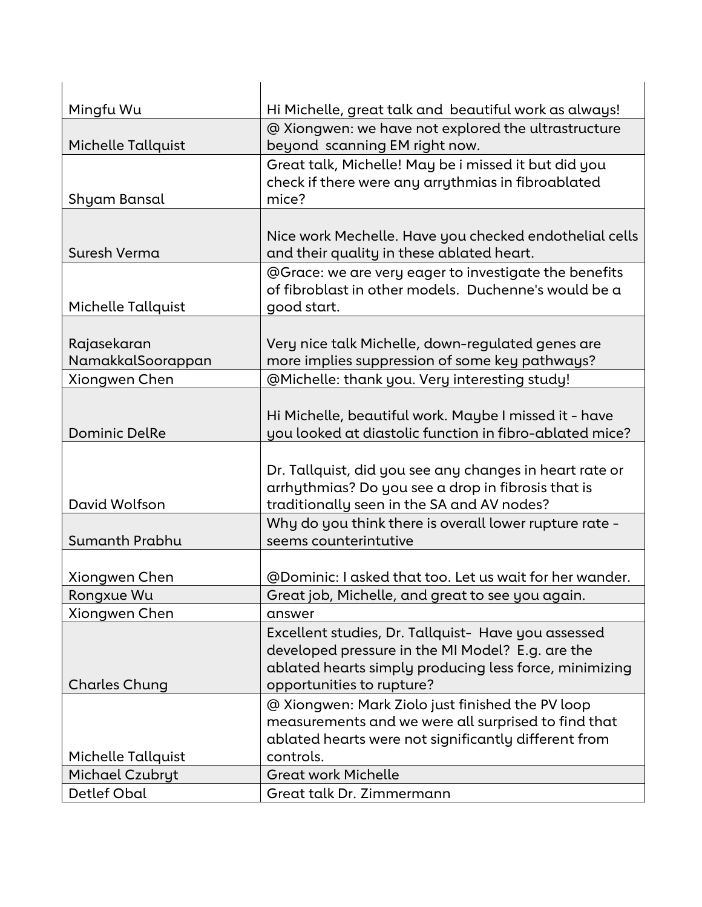| | |
|---|---|
| Mingfu Wu | Hi Michelle, great talk and beautiful work as always! |
| Michelle Tallquist | @ Xiongwen: we have not explored the ultrastructure beyond scanning EM right now. |
| Shyam Bansal | Great talk, Michelle! May be i missed it but did you check if there were any arrythmias in fibroablated mice? |
| Suresh Verma | Nice work Mechelle. Have you checked endothelial cells and their quality in these ablated heart. |
| Michelle Tallquist | @Grace: we are very eager to investigate the benefits of fibroblast in other models. Duchenne's would be a good start. |
| Rajasekaran NamakkalSoorappan | Very nice talk Michelle, down-regulated genes are more implies suppression of some key pathways? |
| Xiongwen Chen | @Michelle: thank you. Very interesting study! |
| Dominic DelRe | Hi Michelle, beautiful work. Maybe I missed it - have you looked at diastolic function in fibro-ablated mice? |
| David Wolfson | Dr. Tallquist, did you see any changes in heart rate or arrhythmias? Do you see a drop in fibrosis that is traditionally seen in the SA and AV nodes? |
| Sumanth Prabhu | Why do you think there is overall lower rupture rate - seems counterintutive |
| Xiongwen Chen | @Dominic: I asked that too. Let us wait for her wander. |
| Rongxue Wu | Great job, Michelle, and great to see you again. |
| Xiongwen Chen | answer |
| Charles Chung | Excellent studies, Dr. Tallquist- Have you assessed developed pressure in the MI Model? E.g. are the ablated hearts simply producing less force, minimizing opportunities to rupture? |
| Michelle Tallquist | @ Xiongwen: Mark Ziolo just finished the PV loop measurements and we were all surprised to find that ablated hearts were not significantly different from controls. |
| Michael Czubryt | Great work Michelle |
| Detlef Obal | Great talk Dr. Zimmermann |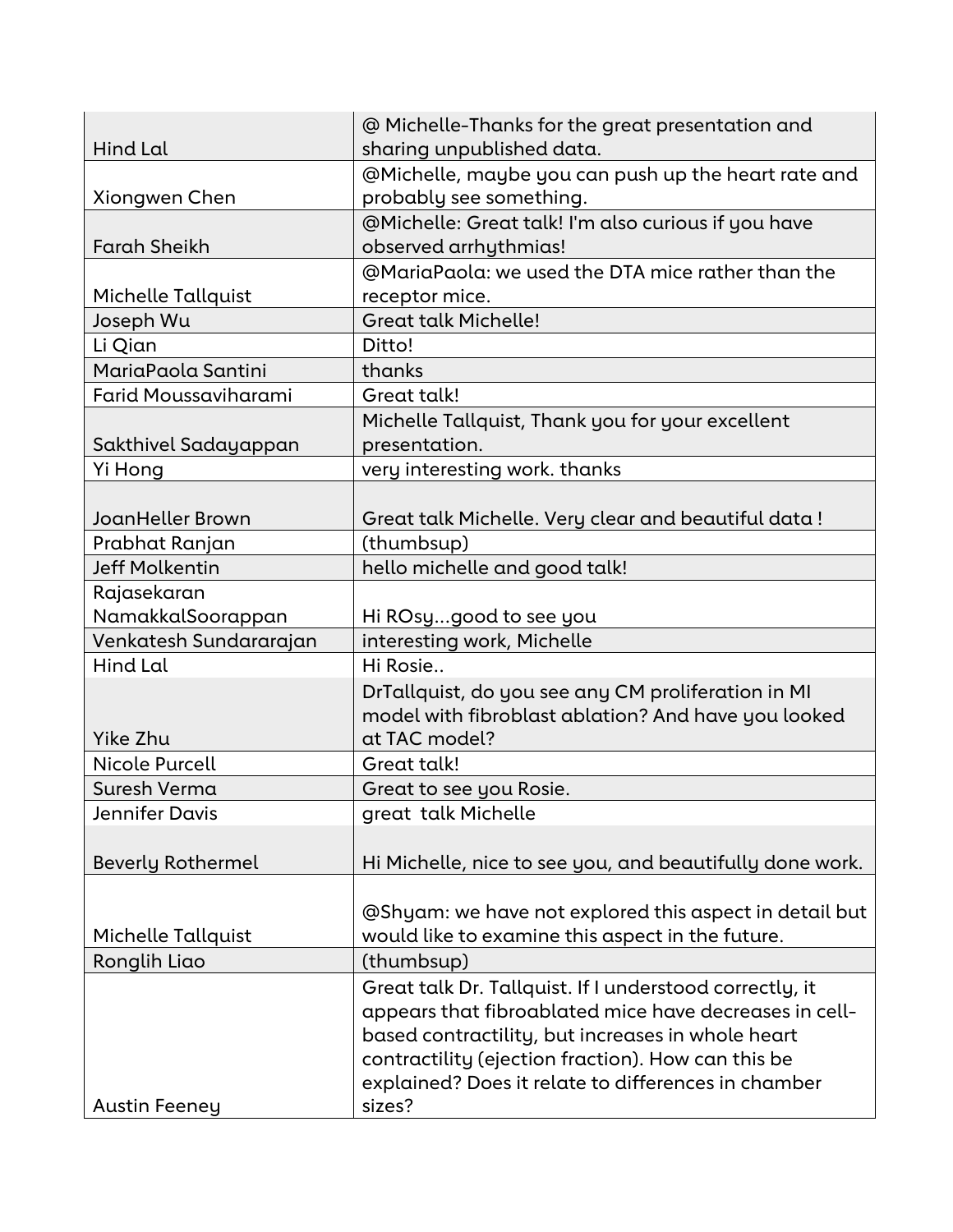| | |
|---|---|
| Hind Lal | @ Michelle-Thanks for the great presentation and sharing unpublished data. |
| Xiongwen Chen | @Michelle, maybe you can push up the heart rate and probably see something. |
| Farah Sheikh | @Michelle: Great talk! I'm also curious if you have observed arrhythmias! |
| Michelle Tallquist | @MariaPaola: we used the DTA mice rather than the receptor mice. |
| Joseph Wu | Great talk Michelle! |
| Li Qian | Ditto! |
| MariaPaola Santini | thanks |
| Farid Moussaviharami | Great talk! |
| Sakthivel Sadayappan | Michelle Tallquist, Thank you for your excellent presentation. |
| Yi Hong | very interesting work. thanks |
| JoanHeller Brown | Great talk Michelle. Very clear and beautiful data ! |
| Prabhat Ranjan | (thumbsup) |
| Jeff Molkentin | hello michelle and good talk! |
| Rajasekaran NamakkalSoorappan | Hi ROsy...good to see you |
| Venkatesh Sundararajan | interesting work, Michelle |
| Hind Lal | Hi Rosie.. |
| Yike Zhu | DrTallquist, do you see any CM proliferation in MI model with fibroblast ablation? And have you looked at TAC model? |
| Nicole Purcell | Great talk! |
| Suresh Verma | Great to see you Rosie. |
| Jennifer Davis | great talk Michelle |
| Beverly Rothermel | Hi Michelle, nice to see you, and beautifully done work. |
| Michelle Tallquist | @Shyam: we have not explored this aspect in detail but would like to examine this aspect in the future. |
| Ronglih Liao | (thumbsup) |
| Austin Feeney | Great talk Dr. Tallquist. If I understood correctly, it appears that fibroablated mice have decreases in cell-based contractility, but increases in whole heart contractility (ejection fraction). How can this be explained? Does it relate to differences in chamber sizes? |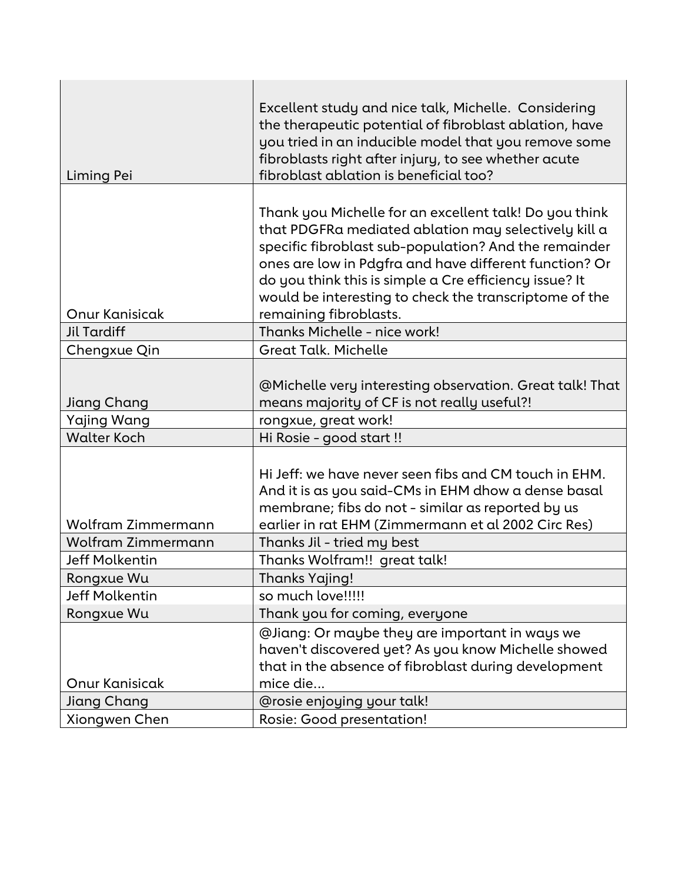| | |
|---|---|
| Liming Pei | Excellent study and nice talk, Michelle. Considering the therapeutic potential of fibroblast ablation, have you tried in an inducible model that you remove some fibroblasts right after injury, to see whether acute fibroblast ablation is beneficial too? |
| Onur Kanisicak | Thank you Michelle for an excellent talk! Do you think that PDGFRa mediated ablation may selectively kill a specific fibroblast sub-population? And the remainder ones are low in Pdgfra and have different function? Or do you think this is simple a Cre efficiency issue? It would be interesting to check the transcriptome of the remaining fibroblasts. |
| Jil Tardiff | Thanks Michelle - nice work! |
| Chengxue Qin | Great Talk. Michelle |
| Jiang Chang | @Michelle very interesting observation. Great talk! That means majority of CF is not really useful?! |
| Yajing Wang | rongxue, great work! |
| Walter Koch | Hi Rosie - good start !! |
| Wolfram Zimmermann | Hi Jeff: we have never seen fibs and CM touch in EHM. And it is as you said-CMs in EHM dhow a dense basal membrane; fibs do not - similar as reported by us earlier in rat EHM (Zimmermann et al 2002 Circ Res) |
| Wolfram Zimmermann | Thanks Jil - tried my best |
| Jeff Molkentin | Thanks Wolfram!! great talk! |
| Rongxue Wu | Thanks Yajing! |
| Jeff Molkentin | so much love!!!!! |
| Rongxue Wu | Thank you for coming, everyone |
| Onur Kanisicak | @Jiang: Or maybe they are important in ways we haven't discovered yet? As you know Michelle showed that in the absence of fibroblast during development mice die... |
| Jiang Chang | @rosie enjoying your talk! |
| Xiongwen Chen | Rosie: Good presentation! |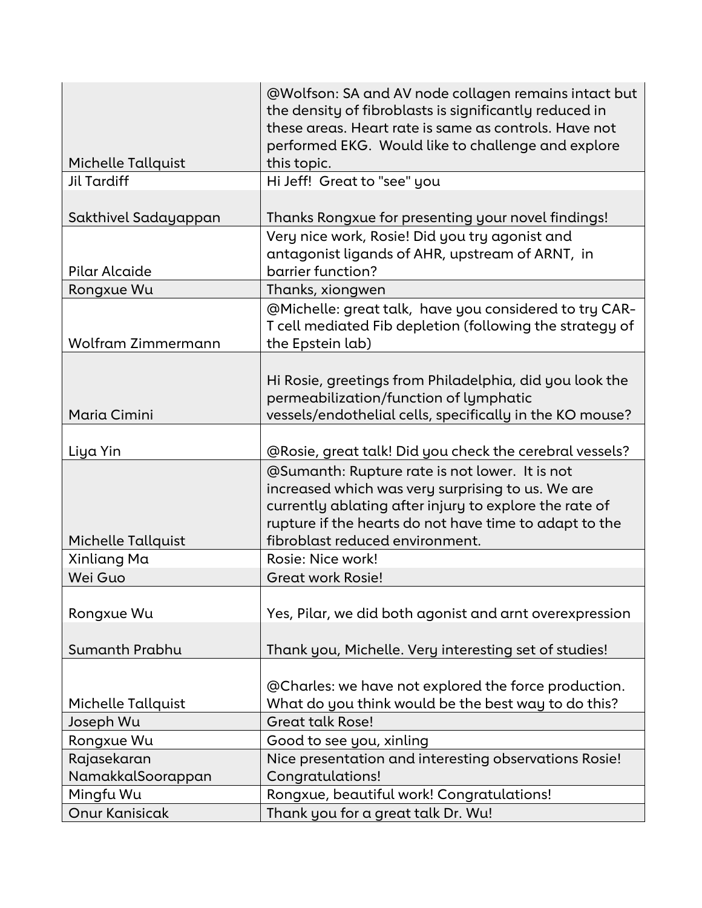| | |
|---|---|
| Michelle Tallquist | @Wolfson: SA and AV node collagen remains intact but the density of fibroblasts is significantly reduced in these areas. Heart rate is same as controls. Have not performed EKG. Would like to challenge and explore this topic. |
| Jil Tardiff | Hi Jeff! Great to "see" you |
| Sakthivel Sadayappan | Thanks Rongxue for presenting your novel findings! |
| Pilar Alcaide | Very nice work, Rosie! Did you try agonist and antagonist ligands of AHR, upstream of ARNT, in barrier function? |
| Rongxue Wu | Thanks, xiongwen |
| Wolfram Zimmermann | @Michelle: great talk, have you considered to try CAR-T cell mediated Fib depletion (following the strategy of the Epstein lab) |
| Maria Cimini | Hi Rosie, greetings from Philadelphia, did you look the permeabilization/function of lymphatic vessels/endothelial cells, specifically in the KO mouse? |
| Liya Yin | @Rosie, great talk! Did you check the cerebral vessels? |
| Michelle Tallquist | @Sumanth: Rupture rate is not lower. It is not increased which was very surprising to us. We are currently ablating after injury to explore the rate of rupture if the hearts do not have time to adapt to the fibroblast reduced environment. |
| Xinliang Ma | Rosie: Nice work! |
| Wei Guo | Great work Rosie! |
| Rongxue Wu | Yes, Pilar, we did both agonist and arnt overexpression |
| Sumanth Prabhu | Thank you, Michelle. Very interesting set of studies! |
| Michelle Tallquist | @Charles: we have not explored the force production. What do you think would be the best way to do this? |
| Joseph Wu | Great talk Rose! |
| Rongxue Wu | Good to see you, xinling |
| Rajasekaran NamakkalSoorappan | Nice presentation and interesting observations Rosie! Congratulations! |
| Mingfu Wu | Rongxue, beautiful work! Congratulations! |
| Onur Kanisicak | Thank you for a great talk Dr. Wu! |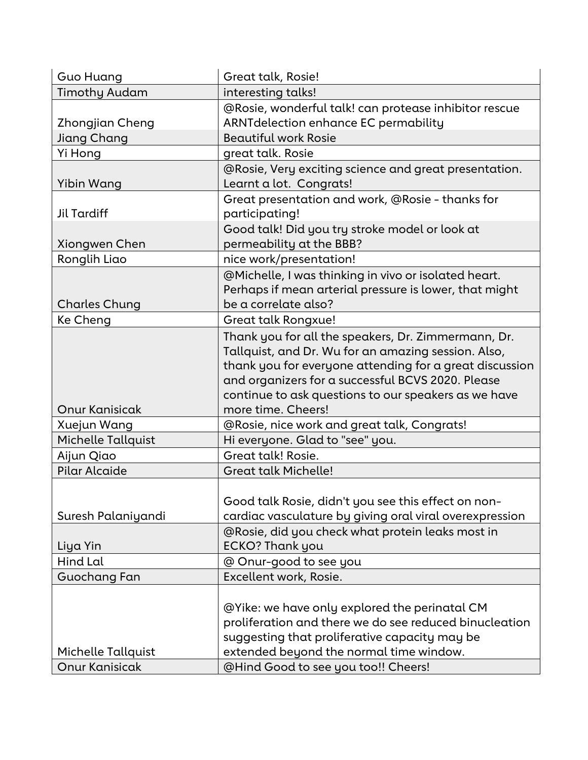| | |
|---|---|
| Guo Huang | Great talk, Rosie! |
| Timothy Audam | interesting talks! |
| Zhongjian Cheng | @Rosie, wonderful talk! can protease inhibitor rescue ARNTdelection enhance EC permability |
| Jiang Chang | Beautiful work Rosie |
| Yi Hong | great talk. Rosie |
| Yibin Wang | @Rosie, Very exciting science and great presentation. Learnt a lot. Congrats! |
| Jil Tardiff | Great presentation and work, @Rosie - thanks for participating! |
| Xiongwen Chen | Good talk! Did you try stroke model or look at permeability at the BBB? |
| Ronglih Liao | nice work/presentation! |
| Charles Chung | @Michelle, I was thinking in vivo or isolated heart. Perhaps if mean arterial pressure is lower, that might be a correlate also? |
| Ke Cheng | Great talk Rongxue! |
| Onur Kanisicak | Thank you for all the speakers, Dr. Zimmermann, Dr. Tallquist, and Dr. Wu for an amazing session. Also, thank you for everyone attending for a great discussion and organizers for a successful BCVS 2020. Please continue to ask questions to our speakers as we have more time. Cheers! |
| Xuejun Wang | @Rosie, nice work and great talk, Congrats! |
| Michelle Tallquist | Hi everyone. Glad to "see" you. |
| Aijun Qiao | Great talk! Rosie. |
| Pilar Alcaide | Great talk Michelle! |
| Suresh Palaniyandi | Good talk Rosie, didn't you see this effect on non-cardiac vasculature by giving oral viral overexpression |
| Liya Yin | @Rosie, did you check what protein leaks most in ECKO? Thank you |
| Hind Lal | @ Onur-good to see you |
| Guochang Fan | Excellent work, Rosie. |
| Michelle Tallquist | @Yike: we have only explored the perinatal CM proliferation and there we do see reduced binucleation suggesting that proliferative capacity may be extended beyond the normal time window. |
| Onur Kanisicak | @Hind Good to see you too!! Cheers! |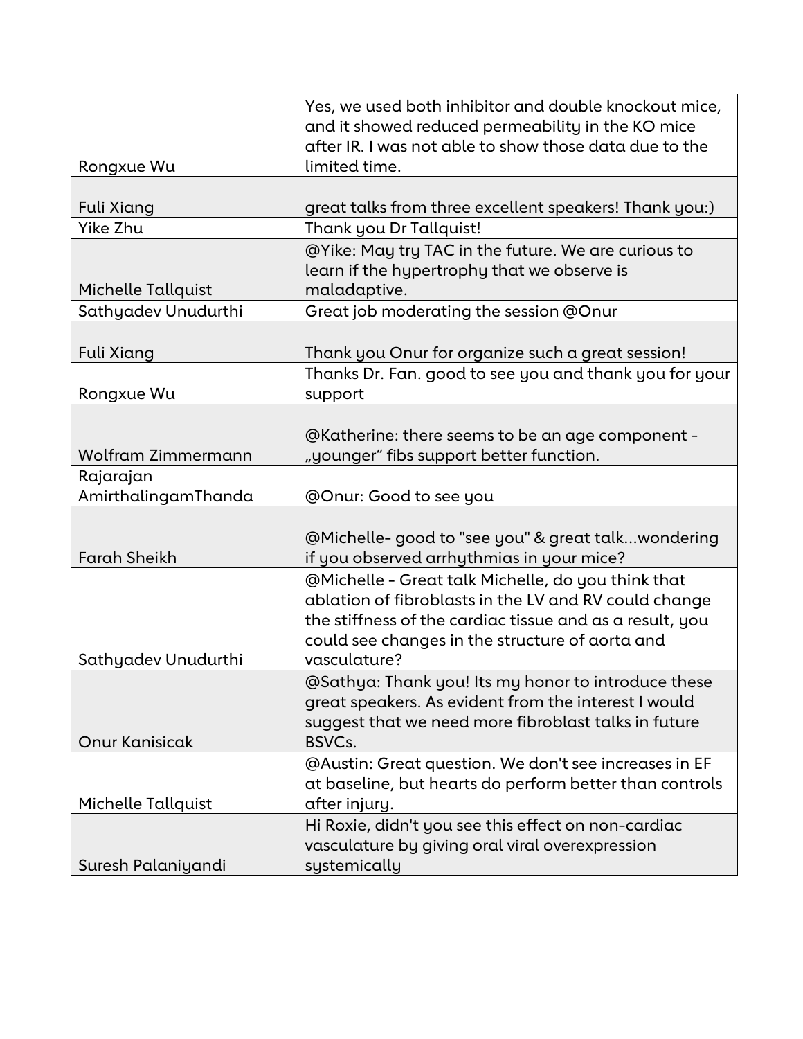| | |
|---|---|
| Rongxue Wu | Yes, we used both inhibitor and double knockout mice, and it showed reduced permeability in the KO mice after IR. I was not able to show those data due to the limited time. |
| Fuli Xiang | great talks from three excellent speakers! Thank you:) |
| Yike Zhu | Thank you Dr Tallquist! |
| Michelle Tallquist | @Yike: May try TAC in the future. We are curious to learn if the hypertrophy that we observe is maladaptive. |
| Sathyadev Unudurthi | Great job moderating the session @Onur |
| Fuli Xiang | Thank you Onur for organize such a great session! |
| Rongxue Wu | Thanks Dr. Fan. good to see you and thank you for your support |
| Wolfram Zimmermann | @Katherine: there seems to be an age component - „younger" fibs support better function. |
| Rajarajan AmirthalingamThanda | @Onur: Good to see you |
| Farah Sheikh | @Michelle- good to "see you" & great talk...wondering if you observed arrhythmias in your mice? |
| Sathyadev Unudurthi | @Michelle - Great talk Michelle, do you think that ablation of fibroblasts in the LV and RV could change the stiffness of the cardiac tissue and as a result, you could see changes in the structure of aorta and vasculature? |
| Onur Kanisicak | @Sathya: Thank you! Its my honor to introduce these great speakers. As evident from the interest I would suggest that we need more fibroblast talks in future BSVCs. |
| Michelle Tallquist | @Austin: Great question. We don't see increases in EF at baseline, but hearts do perform better than controls after injury. |
| Suresh Palaniyandi | Hi Roxie, didn't you see this effect on non-cardiac vasculature by giving oral viral overexpression systemically |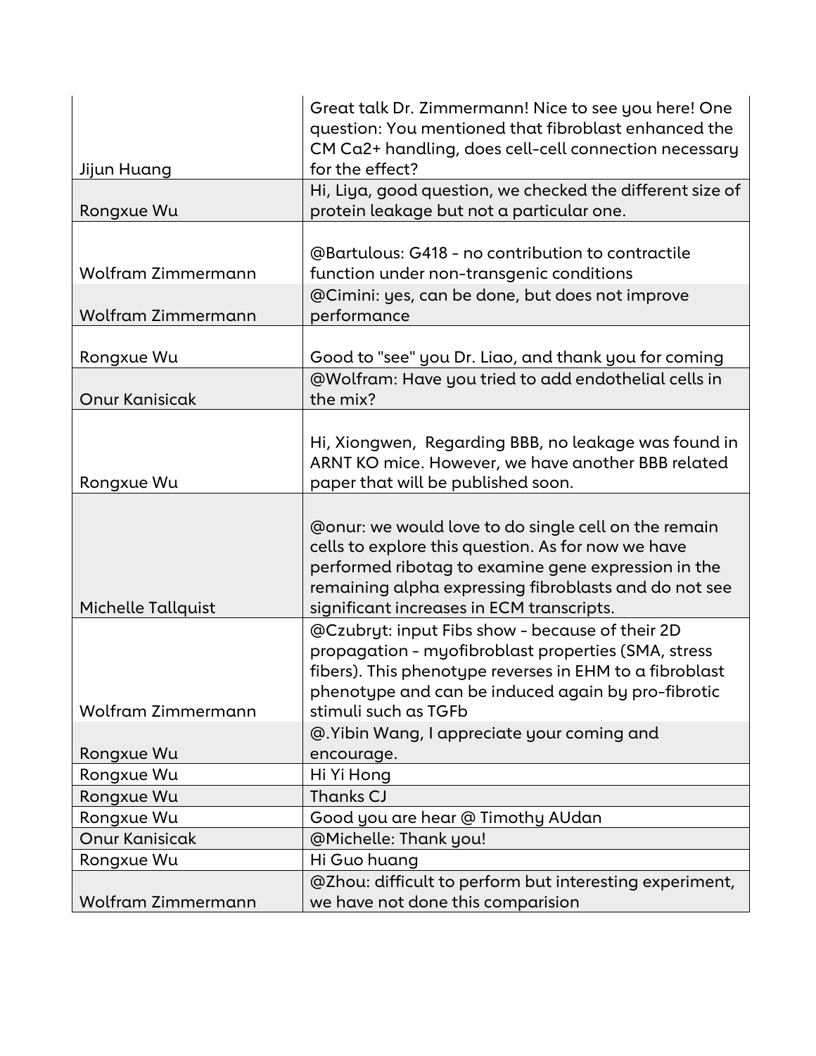| | |
|---|---|
| Jijun Huang | Great talk Dr. Zimmermann! Nice to see you here! One question: You mentioned that fibroblast enhanced the CM Ca2+ handling, does cell-cell connection necessary for the effect? |
| Rongxue Wu | Hi, Liya, good question, we checked the different size of protein leakage but not a particular one. |
| Wolfram Zimmermann | @Bartulous: G418 - no contribution to contractile function under non-transgenic conditions |
| Wolfram Zimmermann | @Cimini: yes, can be done, but does not improve performance |
| Rongxue Wu | Good to "see" you Dr. Liao, and thank you for coming |
| Onur Kanisicak | @Wolfram: Have you tried to add endothelial cells in the mix? |
| Rongxue Wu | Hi, Xiongwen, Regarding BBB, no leakage was found in ARNT KO mice. However, we have another BBB related paper that will be published soon. |
| Michelle Tallquist | @onur: we would love to do single cell on the remain cells to explore this question. As for now we have performed ribotag to examine gene expression in the remaining alpha expressing fibroblasts and do not see significant increases in ECM transcripts. |
| Wolfram Zimmermann | @Czubryt: input Fibs show - because of their 2D propagation - myofibroblast properties (SMA, stress fibers). This phenotype reverses in EHM to a fibroblast phenotype and can be induced again by pro-fibrotic stimuli such as TGFb |
| Rongxue Wu | @.Yibin Wang, I appreciate your coming and encourage. |
| Rongxue Wu | Hi Yi Hong |
| Rongxue Wu | Thanks CJ |
| Rongxue Wu | Good you are hear @ Timothy AUdan |
| Onur Kanisicak | @Michelle: Thank you! |
| Rongxue Wu | Hi Guo huang |
| Wolfram Zimmermann | @Zhou: difficult to perform but interesting experiment, we have not done this comparision |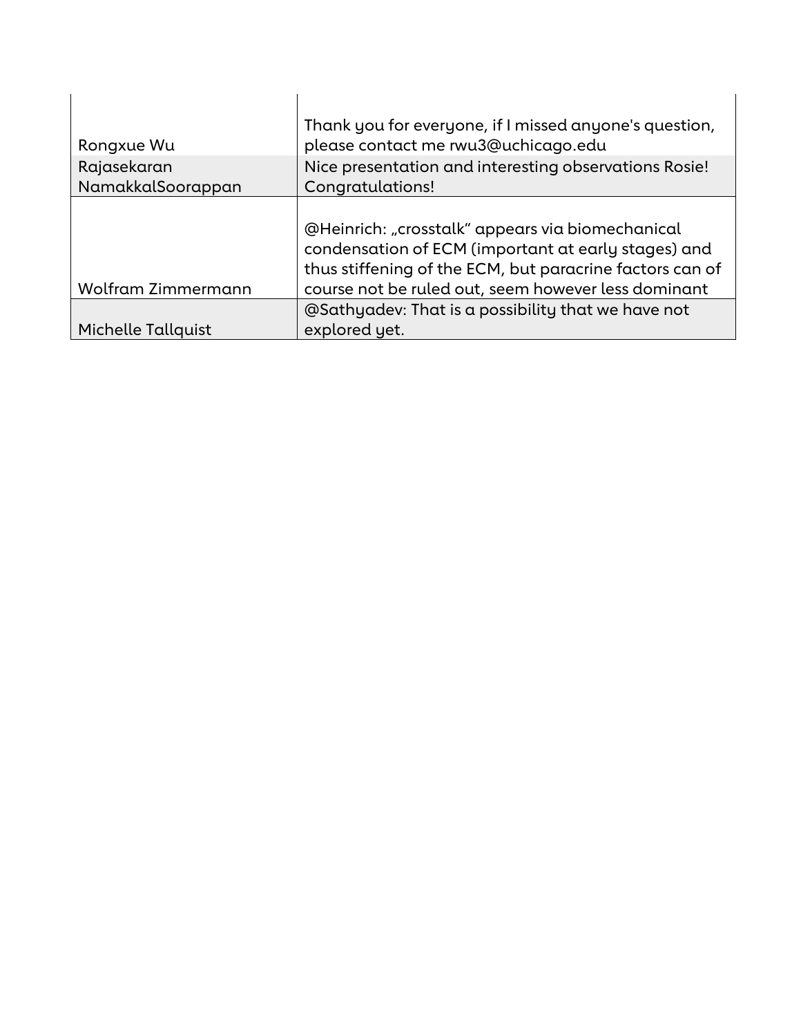| | |
|---|---|
| Rongxue Wu | Thank you for everyone, if I missed anyone's question, please contact me rwu3@uchicago.edu |
| Rajasekaran NamakkalSoorappan | Nice presentation and interesting observations Rosie! Congratulations! |
| Wolfram Zimmermann | @Heinrich: „crosstalk" appears via biomechanical condensation of ECM (important at early stages) and thus stiffening of the ECM, but paracrine factors can of course not be ruled out, seem however less dominant |
| Michelle Tallquist | @Sathyadev: That is a possibility that we have not explored yet. |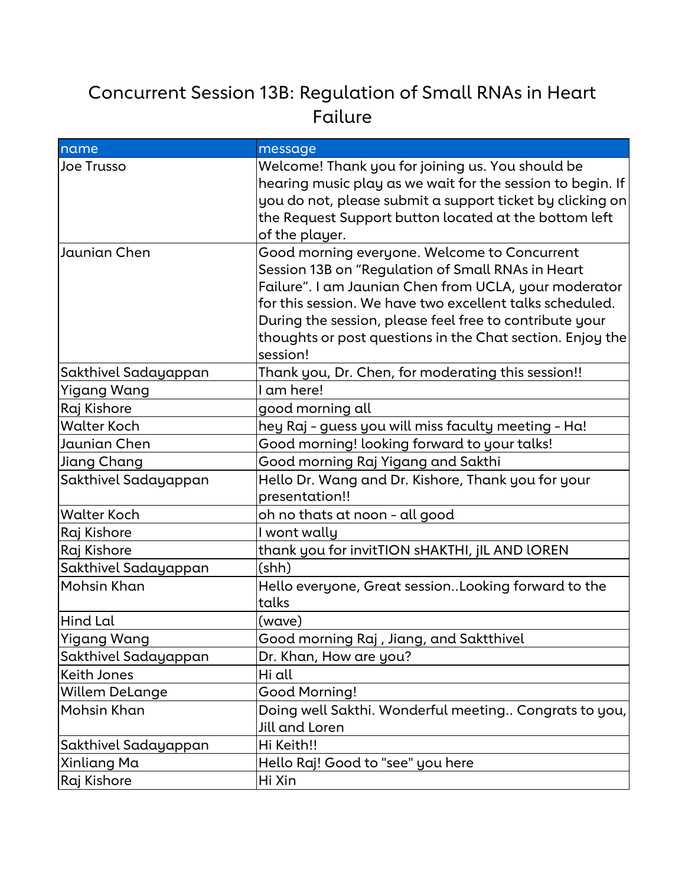# Concurrent Session 13B: Regulation of Small RNAs in Heart Failure

| name | message |
|---|---|
| Joe Trusso | Welcome! Thank you for joining us. You should be hearing music play as we wait for the session to begin. If you do not, please submit a support ticket by clicking on the Request Support button located at the bottom left of the player. |
| Jaunian Chen | Good morning everyone. Welcome to Concurrent Session 13B on "Regulation of Small RNAs in Heart Failure". I am Jaunian Chen from UCLA, your moderator for this session. We have two excellent talks scheduled. During the session, please feel free to contribute your thoughts or post questions in the Chat section. Enjoy the session! |
| Sakthivel Sadayappan | Thank you, Dr. Chen, for moderating this session!! |
| Yigang Wang | I am here! |
| Raj Kishore | good morning all |
| Walter Koch | hey Raj - guess you will miss faculty meeting - Ha! |
| Jaunian Chen | Good morning! looking forward to your talks! |
| Jiang Chang | Good morning Raj Yigang and Sakthi |
| Sakthivel Sadayappan | Hello Dr. Wang and Dr. Kishore, Thank you for your presentation!! |
| Walter Koch | oh no thats at noon - all good |
| Raj Kishore | I wont wally |
| Raj Kishore | thank you for invitTION sHAKTHI, jIL AND lOREN |
| Sakthivel Sadayappan | (shh) |
| Mohsin Khan | Hello everyone, Great session..Looking forward to the talks |
| Hind Lal | (wave) |
| Yigang Wang | Good morning Raj , Jiang, and Saktthivel |
| Sakthivel Sadayappan | Dr. Khan, How are you? |
| Keith Jones | Hi all |
| Willem DeLange | Good Morning! |
| Mohsin Khan | Doing well Sakthi. Wonderful meeting.. Congrats to you, Jill and Loren |
| Sakthivel Sadayappan | Hi Keith!! |
| Xinliang Ma | Hello Raj! Good to "see" you here |
| Raj Kishore | Hi Xin |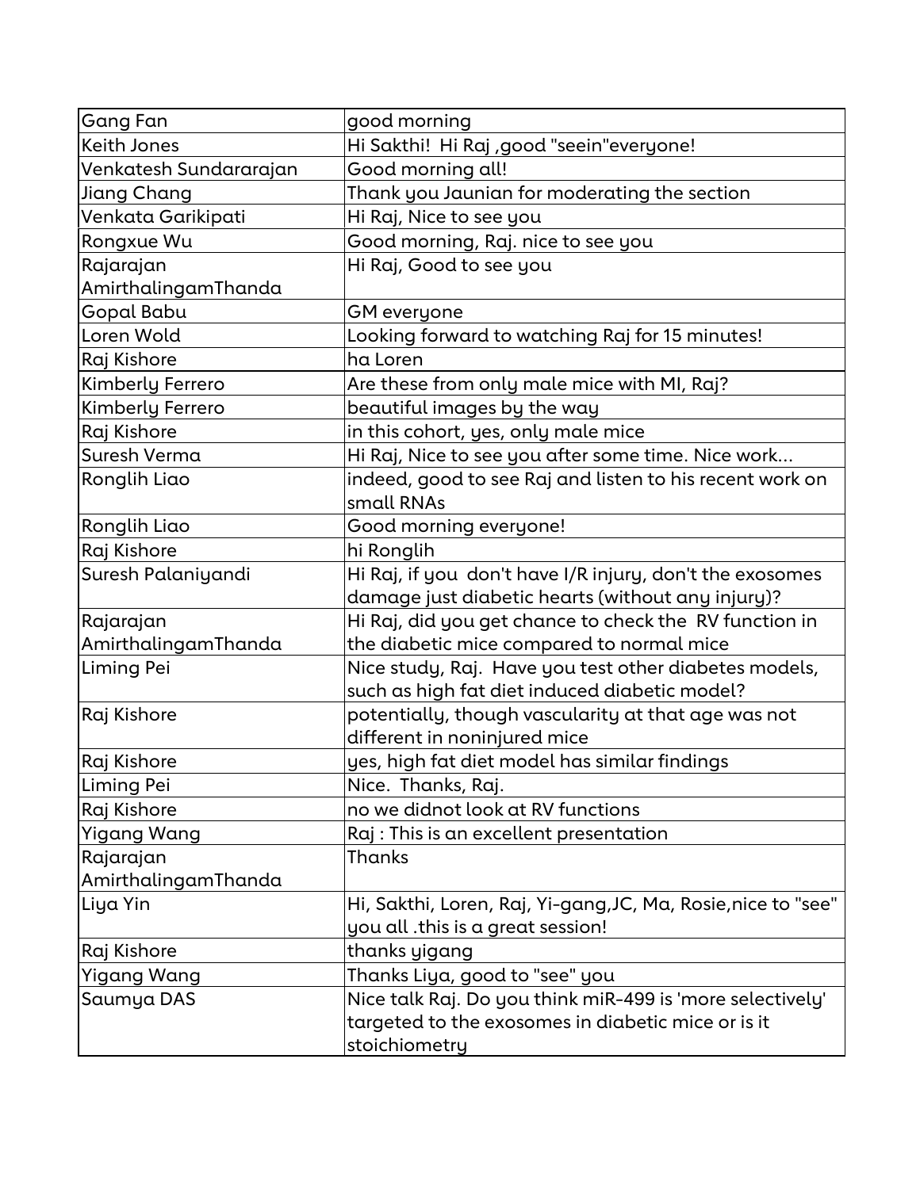| Gang Fan | good morning |
|---|---|
| Keith Jones | Hi Sakthi!  Hi Raj ,good "seein"everyone! |
| Venkatesh Sundararajan | Good morning all! |
| Jiang Chang | Thank you Jaunian for moderating the section |
| Venkata Garikipati | Hi Raj, Nice to see you |
| Rongxue Wu | Good morning, Raj. nice to see you |
| Rajarajan AmirthalingamThanda | Hi Raj, Good to see you |
| Gopal Babu | GM everyone |
| Loren Wold | Looking forward to watching Raj for 15 minutes! |
| Raj Kishore | ha Loren |
| Kimberly Ferrero | Are these from only male mice with MI, Raj? |
| Kimberly Ferrero | beautiful images by the way |
| Raj Kishore | in this cohort, yes, only male mice |
| Suresh Verma | Hi Raj, Nice to see you after some time. Nice work... |
| Ronglih Liao | indeed, good to see Raj and listen to his recent work on small RNAs |
| Ronglih Liao | Good morning everyone! |
| Raj Kishore | hi Ronglih |
| Suresh Palaniyandi | Hi Raj, if you  don't have I/R injury, don't the exosomes damage just diabetic hearts (without any injury)? |
| Rajarajan AmirthalingamThanda | Hi Raj, did you get chance to check the  RV function in the diabetic mice compared to normal mice |
| Liming Pei | Nice study, Raj.  Have you test other diabetes models, such as high fat diet induced diabetic model? |
| Raj Kishore | potentially, though vascularity at that age was not different in noninjured mice |
| Raj Kishore | yes, high fat diet model has similar findings |
| Liming Pei | Nice.  Thanks, Raj. |
| Raj Kishore | no we didnot look at RV functions |
| Yigang Wang | Raj : This is an excellent presentation |
| Rajarajan AmirthalingamThanda | Thanks |
| Liya Yin | Hi, Sakthi, Loren, Raj, Yi-gang,JC, Ma, Rosie,nice to "see" you all .this is a great session! |
| Raj Kishore | thanks yigang |
| Yigang Wang | Thanks Liya, good to "see" you |
| Saumya DAS | Nice talk Raj. Do you think miR-499 is 'more selectively' targeted to the exosomes in diabetic mice or is it stoichiometry |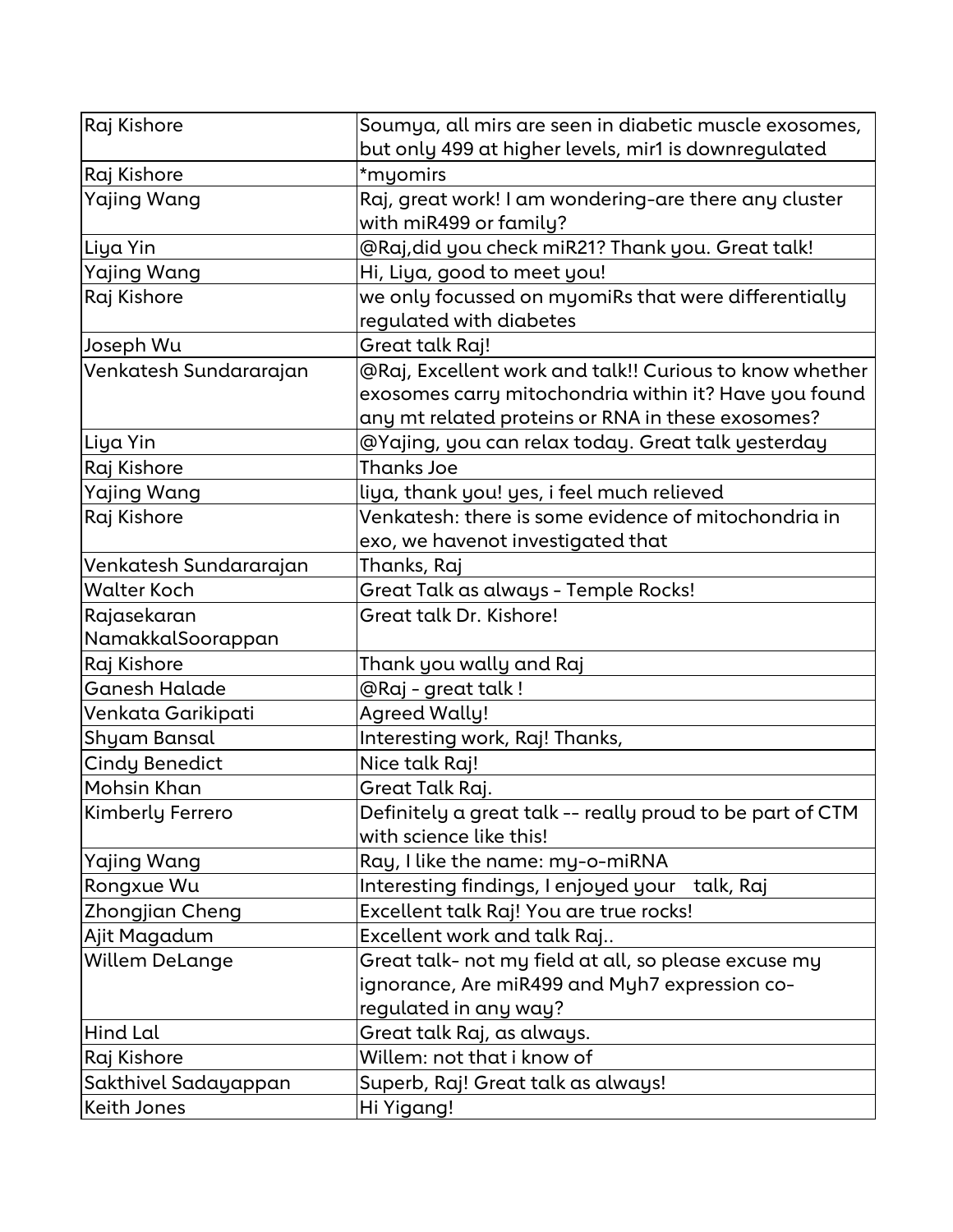| Raj Kishore | Soumya, all mirs are seen in diabetic muscle exosomes, but only 499 at higher levels, mir1 is downregulated |
|---|---|
| Raj Kishore | *myomirs |
| Yajing Wang | Raj, great work! I am wondering-are there any cluster with miR499 or family? |
| Liya Yin | @Raj,did you check miR21? Thank you. Great talk! |
| Yajing Wang | Hi, Liya, good to meet you! |
| Raj Kishore | we only focussed on myomiRs that were differentially regulated with diabetes |
| Joseph Wu | Great talk Raj! |
| Venkatesh Sundararajan | @Raj, Excellent work and talk!! Curious to know whether exosomes carry mitochondria within it? Have you found any mt related proteins or RNA in these exosomes? |
| Liya Yin | @Yajing, you can relax today. Great talk yesterday |
| Raj Kishore | Thanks Joe |
| Yajing Wang | liya, thank you! yes, i feel much relieved |
| Raj Kishore | Venkatesh: there is some evidence of mitochondria in exo, we havenot investigated that |
| Venkatesh Sundararajan | Thanks, Raj |
| Walter Koch | Great Talk as always - Temple Rocks! |
| Rajasekaran NamakkalSoorappan | Great talk Dr. Kishore! |
| Raj Kishore | Thank you wally and Raj |
| Ganesh Halade | @Raj - great talk ! |
| Venkata Garikipati | Agreed Wally! |
| Shyam Bansal | Interesting work, Raj! Thanks, |
| Cindy Benedict | Nice talk Raj! |
| Mohsin Khan | Great Talk Raj. |
| Kimberly Ferrero | Definitely a great talk -- really proud to be part of CTM with science like this! |
| Yajing Wang | Ray, I like the name: my-o-miRNA |
| Rongxue Wu | Interesting findings, I enjoyed your talk, Raj |
| Zhongjian Cheng | Excellent talk Raj! You are true rocks! |
| Ajit Magadum | Excellent work and talk Raj.. |
| Willem DeLange | Great talk- not my field at all, so please excuse my ignorance, Are miR499 and Myh7 expression co-regulated in any way? |
| Hind Lal | Great talk Raj, as always. |
| Raj Kishore | Willem: not that i know of |
| Sakthivel Sadayappan | Superb, Raj! Great talk as always! |
| Keith Jones | Hi Yigang! |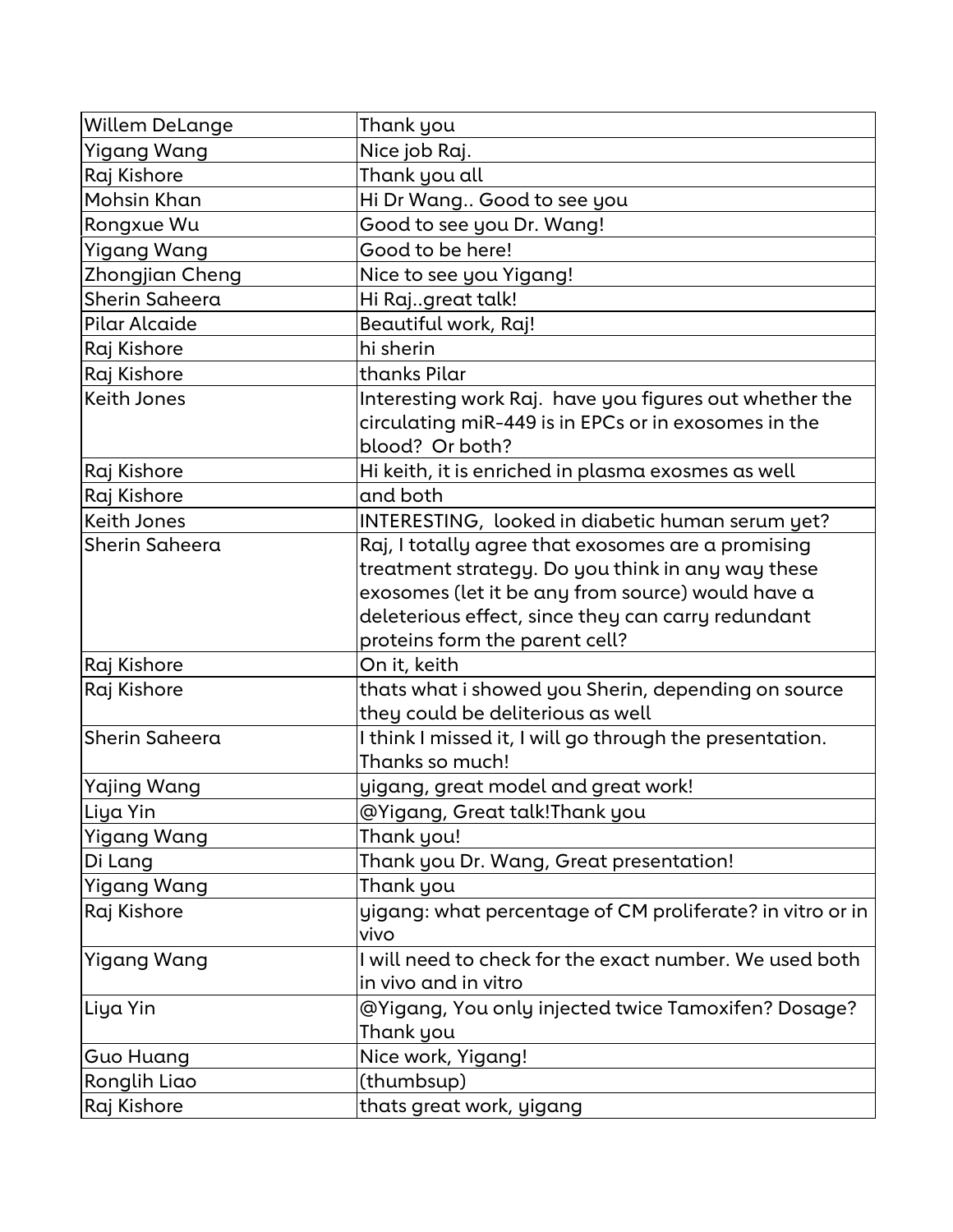| Willem DeLange | Thank you |
|---|---|
| Yigang Wang | Nice job Raj. |
| Raj Kishore | Thank you all |
| Mohsin Khan | Hi Dr Wang.. Good to see you |
| Rongxue Wu | Good to see you Dr. Wang! |
| Yigang Wang | Good to be here! |
| Zhongjian Cheng | Nice to see you Yigang! |
| Sherin Saheera | Hi Raj..great talk! |
| Pilar Alcaide | Beautiful work, Raj! |
| Raj Kishore | hi sherin |
| Raj Kishore | thanks Pilar |
| Keith Jones | Interesting work Raj. have you figures out whether the circulating miR-449 is in EPCs or in exosomes in the blood? Or both? |
| Raj Kishore | Hi keith, it is enriched in plasma exosmes as well |
| Raj Kishore | and both |
| Keith Jones | INTERESTING, looked in diabetic human serum yet? |
| Sherin Saheera | Raj, I totally agree that exosomes are a promising treatment strategy. Do you think in any way these exosomes (let it be any from source) would have a deleterious effect, since they can carry redundant proteins form the parent cell? |
| Raj Kishore | On it, keith |
| Raj Kishore | thats what i showed you Sherin, depending on source they could be deliterious as well |
| Sherin Saheera | I think I missed it, I will go through the presentation. Thanks so much! |
| Yajing Wang | yigang, great model and great work! |
| Liya Yin | @Yigang, Great talk!Thank you |
| Yigang Wang | Thank you! |
| Di Lang | Thank you Dr. Wang, Great presentation! |
| Yigang Wang | Thank you |
| Raj Kishore | yigang: what percentage of CM proliferate? in vitro or in vivo |
| Yigang Wang | I will need to check for the exact number. We used both in vivo and in vitro |
| Liya Yin | @Yigang, You only injected twice Tamoxifen? Dosage? Thank you |
| Guo Huang | Nice work, Yigang! |
| Ronglih Liao | (thumbsup) |
| Raj Kishore | thats great work, yigang |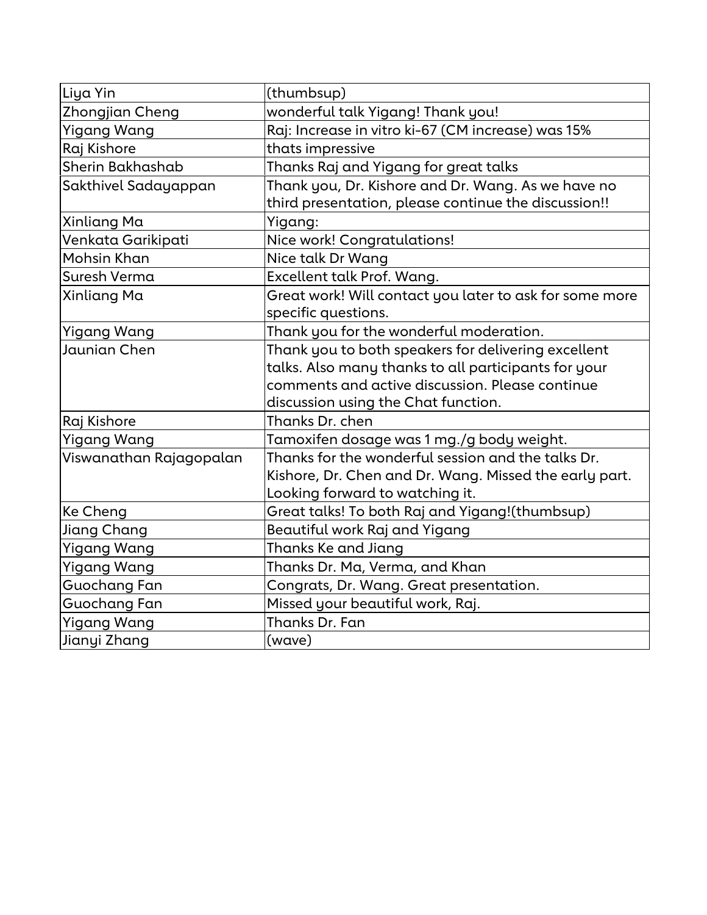| Liya Yin | (thumbsup) |
|---|---|
| Zhongjian Cheng | wonderful talk Yigang! Thank you! |
| Yigang Wang | Raj: Increase in vitro ki-67 (CM increase) was 15% |
| Raj Kishore | thats impressive |
| Sherin Bakhashab | Thanks Raj and Yigang for great talks |
| Sakthivel Sadayappan | Thank you, Dr. Kishore and Dr. Wang. As we have no third presentation, please continue the discussion!! |
| Xinliang Ma | Yigang: |
| Venkata Garikipati | Nice work! Congratulations! |
| Mohsin Khan | Nice talk Dr Wang |
| Suresh Verma | Excellent talk Prof. Wang. |
| Xinliang Ma | Great work! Will contact you later to ask for some more specific questions. |
| Yigang Wang | Thank you for the wonderful moderation. |
| Jaunian Chen | Thank you to both speakers for delivering excellent talks. Also many thanks to all participants for your comments and active discussion. Please continue discussion using the Chat function. |
| Raj Kishore | Thanks Dr. chen |
| Yigang Wang | Tamoxifen dosage was 1 mg./g body weight. |
| Viswanathan Rajagopalan | Thanks for the wonderful session and the talks Dr. Kishore, Dr. Chen and Dr. Wang. Missed the early part. Looking forward to watching it. |
| Ke Cheng | Great talks! To both Raj and Yigang!(thumbsup) |
| Jiang Chang | Beautiful work Raj and Yigang |
| Yigang Wang | Thanks Ke and Jiang |
| Yigang Wang | Thanks Dr. Ma, Verma, and Khan |
| Guochang Fan | Congrats, Dr. Wang. Great presentation. |
| Guochang Fan | Missed your beautiful work, Raj. |
| Yigang Wang | Thanks Dr. Fan |
| Jianyi Zhang | (wave) |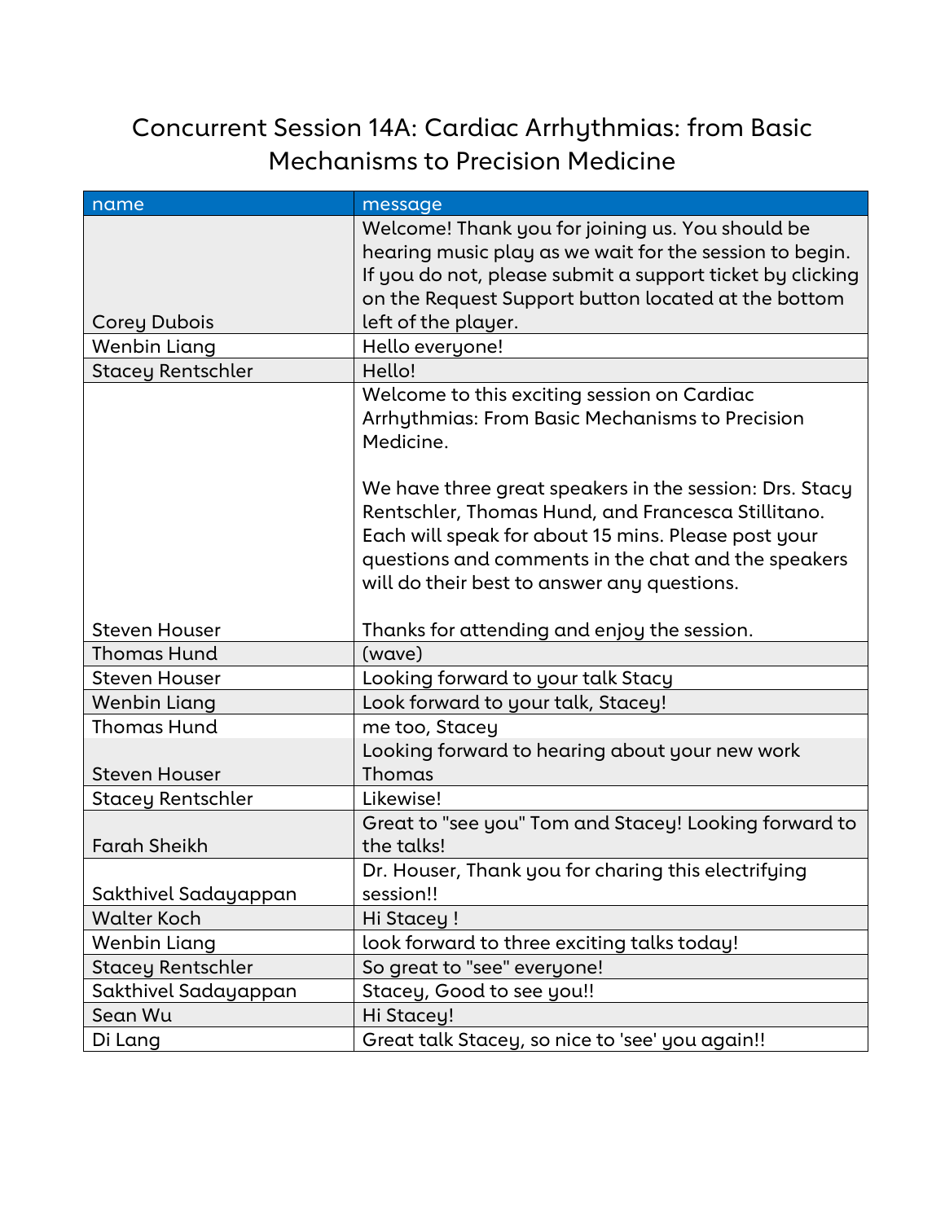# Concurrent Session 14A: Cardiac Arrhythmias: from Basic Mechanisms to Precision Medicine

| name | message |
|---|---|
| Corey Dubois | Welcome! Thank you for joining us. You should be hearing music play as we wait for the session to begin. If you do not, please submit a support ticket by clicking on the Request Support button located at the bottom left of the player. |
| Wenbin Liang | Hello everyone! |
| Stacey Rentschler | Hello! |
| Steven Houser | Welcome to this exciting session on Cardiac Arrhythmias: From Basic Mechanisms to Precision Medicine.<br><br>We have three great speakers in the session: Drs. Stacy Rentschler, Thomas Hund, and Francesca Stillitano. Each will speak for about 15 mins. Please post your questions and comments in the chat and the speakers will do their best to answer any questions.<br><br>Thanks for attending and enjoy the session. |
| Thomas Hund | (wave) |
| Steven Houser | Looking forward to your talk Stacy |
| Wenbin Liang | Look forward to your talk, Stacey! |
| Thomas Hund | me too, Stacey |
| Steven Houser | Looking forward to hearing about your new work Thomas |
| Stacey Rentschler | Likewise! |
| Farah Sheikh | Great to "see you" Tom and Stacey! Looking forward to the talks! |
| Sakthivel Sadayappan | Dr. Houser, Thank you for charing this electrifying session!! |
| Walter Koch | Hi Stacey ! |
| Wenbin Liang | look forward to three exciting talks today! |
| Stacey Rentschler | So great to "see" everyone! |
| Sakthivel Sadayappan | Stacey, Good to see you!! |
| Sean Wu | Hi Stacey! |
| Di Lang | Great talk Stacey, so nice to 'see' you again!! |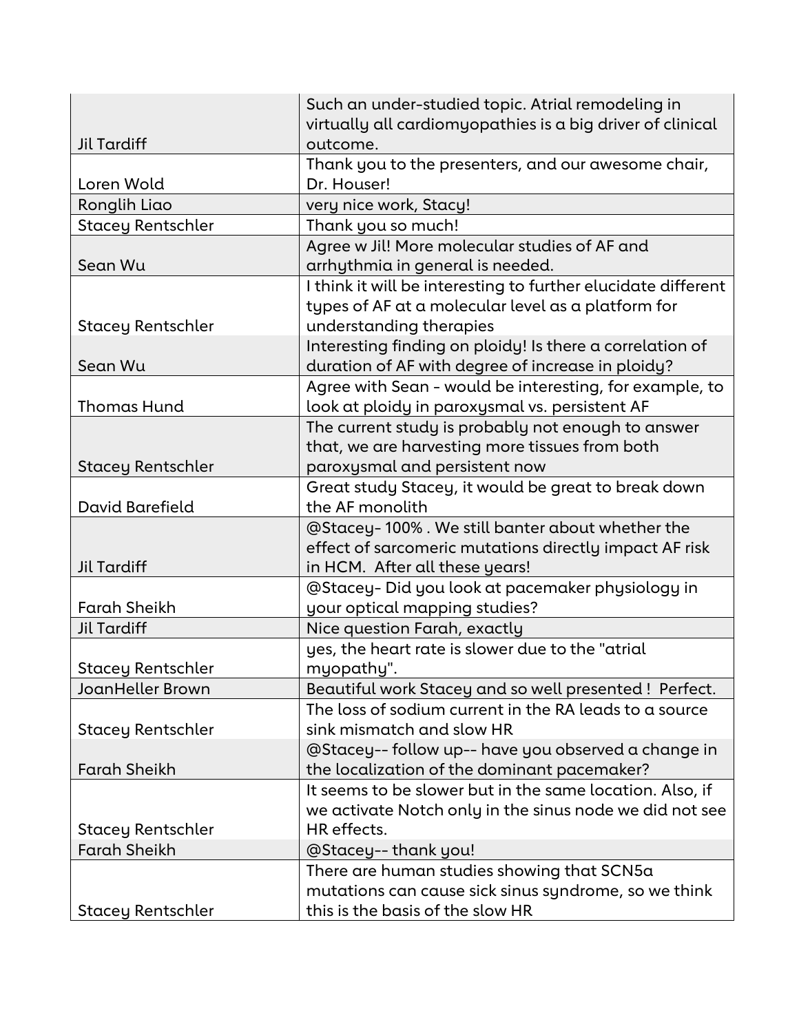| | |
|---|---|
| Jil Tardiff | Such an under-studied topic. Atrial remodeling in virtually all cardiomyopathies is a big driver of clinical outcome. |
| Loren Wold | Thank you to the presenters, and our awesome chair, Dr. Houser! |
| Ronglih Liao | very nice work, Stacy! |
| Stacey Rentschler | Thank you so much! |
| Sean Wu | Agree w Jil! More molecular studies of AF and arrhythmia in general is needed. |
| Stacey Rentschler | I think it will be interesting to further elucidate different types of AF at a molecular level as a platform for understanding therapies |
| Sean Wu | Interesting finding on ploidy! Is there a correlation of duration of AF with degree of increase in ploidy? |
| Thomas Hund | Agree with Sean - would be interesting, for example, to look at ploidy in paroxysmal vs. persistent AF |
| Stacey Rentschler | The current study is probably not enough to answer that, we are harvesting more tissues from both paroxysmal and persistent now |
| David Barefield | Great study Stacey, it would be great to break down the AF monolith |
| Jil Tardiff | @Stacey- 100% . We still banter about whether the effect of sarcomeric mutations directly impact AF risk in HCM. After all these years! |
| Farah Sheikh | @Stacey- Did you look at pacemaker physiology in your optical mapping studies? |
| Jil Tardiff | Nice question Farah, exactly |
| Stacey Rentschler | yes, the heart rate is slower due to the "atrial myopathy". |
| JoanHeller Brown | Beautiful work Stacey and so well presented ! Perfect. |
| Stacey Rentschler | The loss of sodium current in the RA leads to a source sink mismatch and slow HR |
| Farah Sheikh | @Stacey-- follow up-- have you observed a change in the localization of the dominant pacemaker? |
| Stacey Rentschler | It seems to be slower but in the same location. Also, if we activate Notch only in the sinus node we did not see HR effects. |
| Farah Sheikh | @Stacey-- thank you! |
| Stacey Rentschler | There are human studies showing that SCN5a mutations can cause sick sinus syndrome, so we think this is the basis of the slow HR |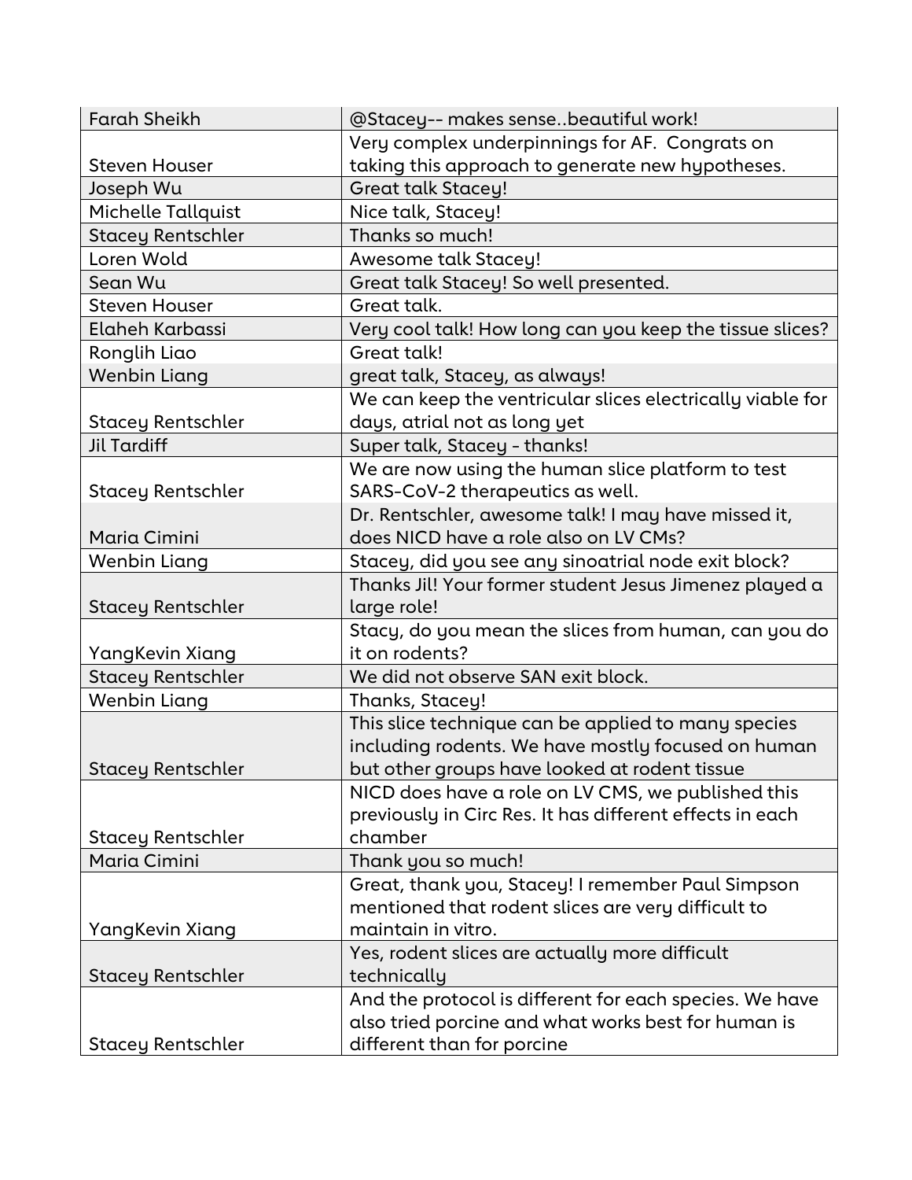| Farah Sheikh | @Stacey-- makes sense..beautiful work! |
|---|---|
| Steven Houser | Very complex underpinnings for AF. Congrats on taking this approach to generate new hypotheses. |
| Joseph Wu | Great talk Stacey! |
| Michelle Tallquist | Nice talk, Stacey! |
| Stacey Rentschler | Thanks so much! |
| Loren Wold | Awesome talk Stacey! |
| Sean Wu | Great talk Stacey! So well presented. |
| Steven Houser | Great talk. |
| Elaheh Karbassi | Very cool talk! How long can you keep the tissue slices? |
| Ronglih Liao | Great talk! |
| Wenbin Liang | great talk, Stacey, as always! |
| Stacey Rentschler | We can keep the ventricular slices electrically viable for days, atrial not as long yet |
| Jil Tardiff | Super talk, Stacey - thanks! |
| Stacey Rentschler | We are now using the human slice platform to test SARS-CoV-2 therapeutics as well. |
| Maria Cimini | Dr. Rentschler, awesome talk! I may have missed it, does NICD have a role also on LV CMs? |
| Wenbin Liang | Stacey, did you see any sinoatrial node exit block? |
| Stacey Rentschler | Thanks Jil! Your former student Jesus Jimenez played a large role! |
| YangKevin Xiang | Stacy, do you mean the slices from human, can you do it on rodents? |
| Stacey Rentschler | We did not observe SAN exit block. |
| Wenbin Liang | Thanks, Stacey! |
| Stacey Rentschler | This slice technique can be applied to many species including rodents. We have mostly focused on human but other groups have looked at rodent tissue |
| Stacey Rentschler | NICD does have a role on LV CMS, we published this previously in Circ Res. It has different effects in each chamber |
| Maria Cimini | Thank you so much! |
| YangKevin Xiang | Great, thank you, Stacey! I remember Paul Simpson mentioned that rodent slices are very difficult to maintain in vitro. |
| Stacey Rentschler | Yes, rodent slices are actually more difficult technically |
| Stacey Rentschler | And the protocol is different for each species. We have also tried porcine and what works best for human is different than for porcine |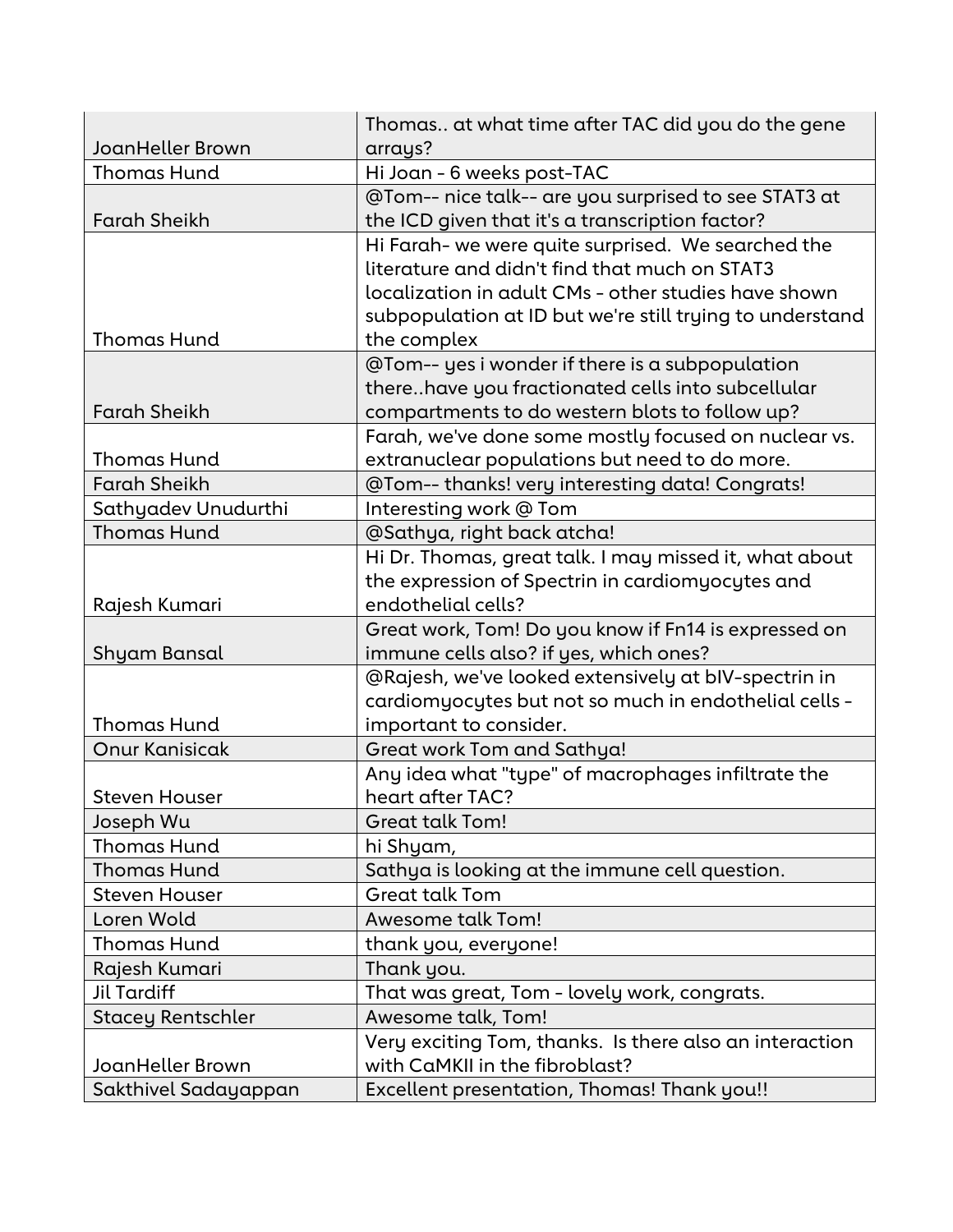| | |
|---|---|
| JoanHeller Brown | Thomas.. at what time after TAC did you do the gene arrays? |
| Thomas Hund | Hi Joan - 6 weeks post-TAC |
| Farah Sheikh | @Tom-- nice talk-- are you surprised to see STAT3 at the ICD given that it's a transcription factor? |
| Thomas Hund | Hi Farah- we were quite surprised. We searched the literature and didn't find that much on STAT3 localization in adult CMs - other studies have shown subpopulation at ID but we're still trying to understand the complex |
| Farah Sheikh | @Tom-- yes i wonder if there is a subpopulation there..have you fractionated cells into subcellular compartments to do western blots to follow up? |
| Thomas Hund | Farah, we've done some mostly focused on nuclear vs. extranuclear populations but need to do more. |
| Farah Sheikh | @Tom-- thanks! very interesting data! Congrats! |
| Sathyadev Unudurthi | Interesting work @ Tom |
| Thomas Hund | @Sathya, right back atcha! |
| Rajesh Kumari | Hi Dr. Thomas, great talk. I may missed it, what about the expression of Spectrin in cardiomyocytes and endothelial cells? |
| Shyam Bansal | Great work, Tom! Do you know if Fn14 is expressed on immune cells also? if yes, which ones? |
| Thomas Hund | @Rajesh, we've looked extensively at bIV-spectrin in cardiomyocytes but not so much in endothelial cells - important to consider. |
| Onur Kanisicak | Great work Tom and Sathya! |
| Steven Houser | Any idea what "type" of macrophages infiltrate the heart after TAC? |
| Joseph Wu | Great talk Tom! |
| Thomas Hund | hi Shyam, |
| Thomas Hund | Sathya is looking at the immune cell question. |
| Steven Houser | Great talk Tom |
| Loren Wold | Awesome talk Tom! |
| Thomas Hund | thank you, everyone! |
| Rajesh Kumari | Thank you. |
| Jil Tardiff | That was great, Tom - lovely work, congrats. |
| Stacey Rentschler | Awesome talk, Tom! |
| JoanHeller Brown | Very exciting Tom, thanks. Is there also an interaction with CaMKII in the fibroblast? |
| Sakthivel Sadayappan | Excellent presentation, Thomas! Thank you!! |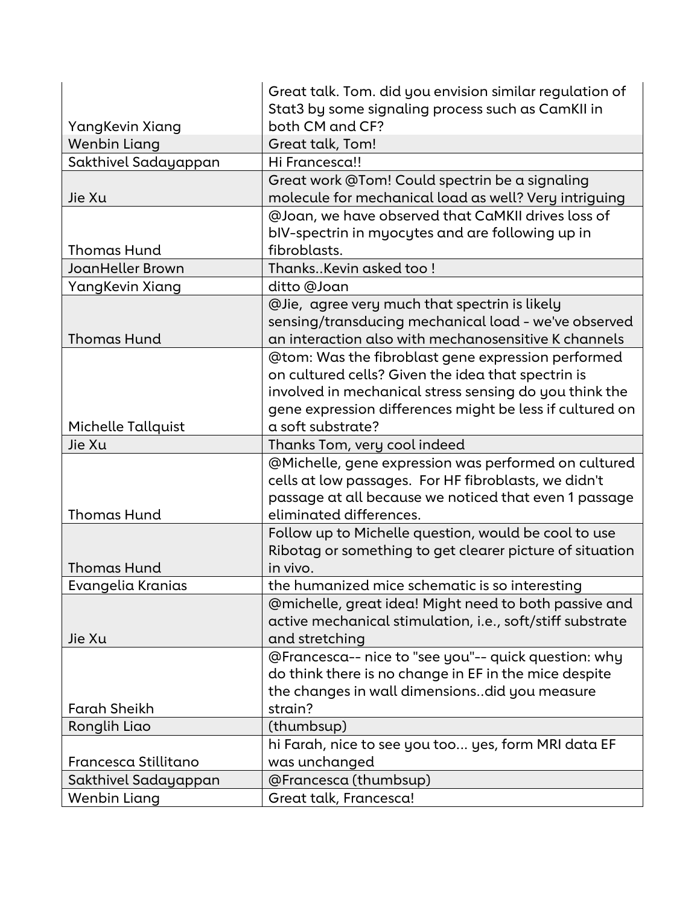| | |
|---|---|
| YangKevin Xiang | Great talk. Tom. did you envision similar regulation of Stat3 by some signaling process such as CamKII in both CM and CF? |
| Wenbin Liang | Great talk, Tom! |
| Sakthivel Sadayappan | Hi Francesca!! |
| Jie Xu | Great work @Tom! Could spectrin be a signaling molecule for mechanical load as well? Very intriguing |
| Thomas Hund | @Joan, we have observed that CaMKII drives loss of bIV-spectrin in myocytes and are following up in fibroblasts. |
| JoanHeller Brown | Thanks..Kevin asked too ! |
| YangKevin Xiang | ditto @Joan |
| Thomas Hund | @Jie, agree very much that spectrin is likely sensing/transducing mechanical load - we've observed an interaction also with mechanosensitive K channels |
| Michelle Tallquist | @tom: Was the fibroblast gene expression performed on cultured cells? Given the idea that spectrin is involved in mechanical stress sensing do you think the gene expression differences might be less if cultured on a soft substrate? |
| Jie Xu | Thanks Tom, very cool indeed |
| Thomas Hund | @Michelle, gene expression was performed on cultured cells at low passages. For HF fibroblasts, we didn't passage at all because we noticed that even 1 passage eliminated differences. |
| Thomas Hund | Follow up to Michelle question, would be cool to use Ribotag or something to get clearer picture of situation in vivo. |
| Evangelia Kranias | the humanized mice schematic is so interesting |
| Jie Xu | @michelle, great idea! Might need to both passive and active mechanical stimulation, i.e., soft/stiff substrate and stretching |
| Farah Sheikh | @Francesca-- nice to "see you"-- quick question: why do think there is no change in EF in the mice despite the changes in wall dimensions..did you measure strain? |
| Ronglih Liao | (thumbsup) |
| Francesca Stillitano | hi Farah, nice to see you too... yes, form MRI data EF was unchanged |
| Sakthivel Sadayappan | @Francesca (thumbsup) |
| Wenbin Liang | Great talk, Francesca! |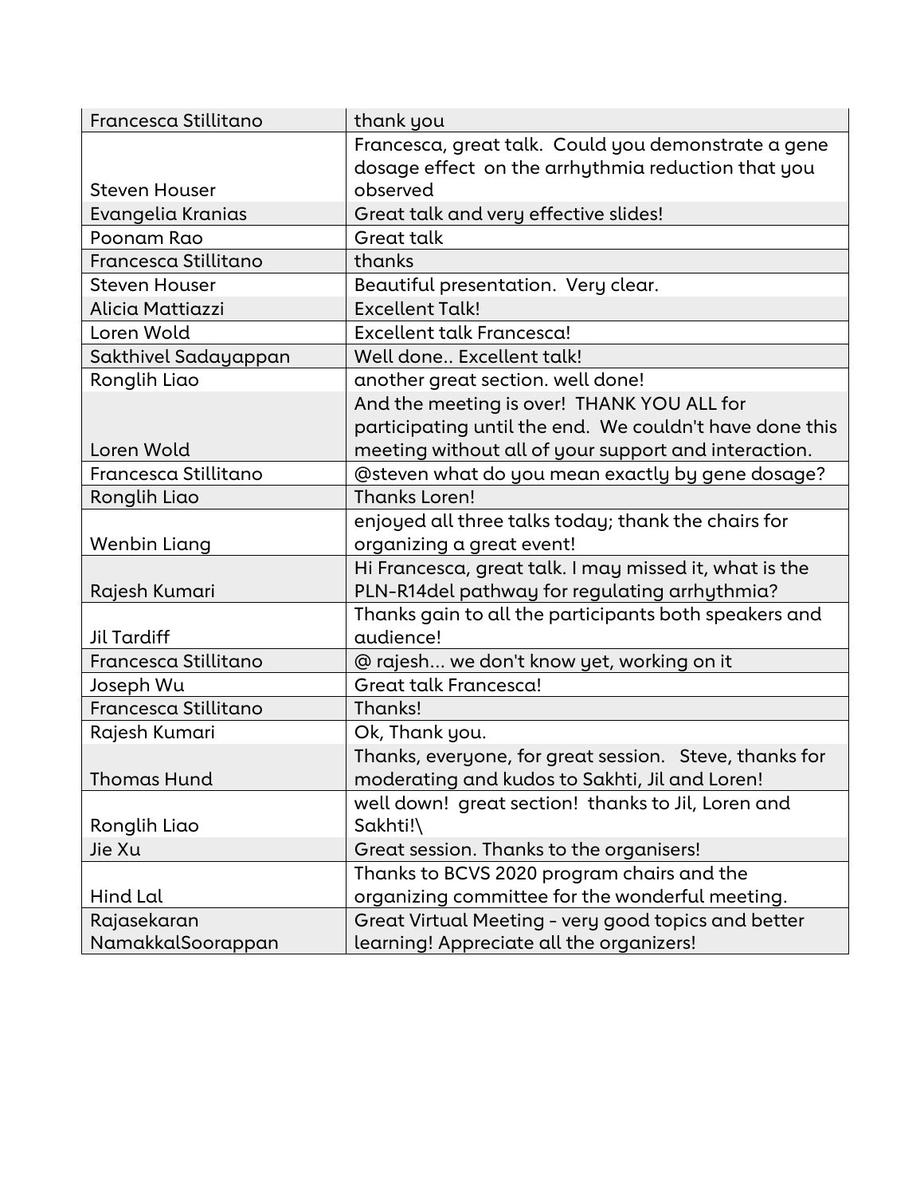| Francesca Stillitano | thank you |
|---|---|
| Steven Houser | Francesca, great talk. Could you demonstrate a gene dosage effect on the arrhythmia reduction that you observed |
| Evangelia Kranias | Great talk and very effective slides! |
| Poonam Rao | Great talk |
| Francesca Stillitano | thanks |
| Steven Houser | Beautiful presentation. Very clear. |
| Alicia Mattiazzi | Excellent Talk! |
| Loren Wold | Excellent talk Francesca! |
| Sakthivel Sadayappan | Well done.. Excellent talk! |
| Ronglih Liao | another great section. well done! |
| Loren Wold | And the meeting is over! THANK YOU ALL for participating until the end. We couldn't have done this meeting without all of your support and interaction. |
| Francesca Stillitano | @steven what do you mean exactly by gene dosage? |
| Ronglih Liao | Thanks Loren! |
| Wenbin Liang | enjoyed all three talks today; thank the chairs for organizing a great event! |
| Rajesh Kumari | Hi Francesca, great talk. I may missed it, what is the PLN-R14del pathway for regulating arrhythmia? |
| Jil Tardiff | Thanks gain to all the participants both speakers and audience! |
| Francesca Stillitano | @ rajesh... we don't know yet, working on it |
| Joseph Wu | Great talk Francesca! |
| Francesca Stillitano | Thanks! |
| Rajesh Kumari | Ok, Thank you. |
| Thomas Hund | Thanks, everyone, for great session. Steve, thanks for moderating and kudos to Sakhti, Jil and Loren! |
| Ronglih Liao | well down! great section! thanks to Jil, Loren and Sakhti!\ |
| Jie Xu | Great session. Thanks to the organisers! |
| Hind Lal | Thanks to BCVS 2020 program chairs and the organizing committee for the wonderful meeting. |
| Rajasekaran NamakkalSoorappan | Great Virtual Meeting - very good topics and better learning! Appreciate all the organizers! |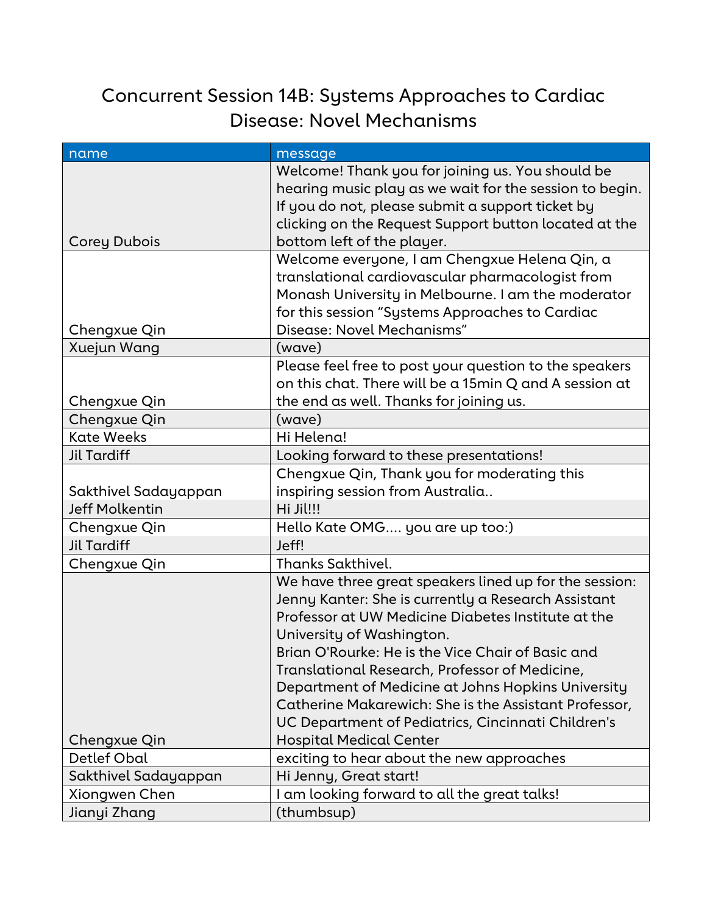# Concurrent Session 14B: Systems Approaches to Cardiac Disease: Novel Mechanisms

| name | message |
| --- | --- |
| Corey Dubois | Welcome! Thank you for joining us. You should be hearing music play as we wait for the session to begin. If you do not, please submit a support ticket by clicking on the Request Support button located at the bottom left of the player. |
| Chengxue Qin | Welcome everyone, I am Chengxue Helena Qin, a translational cardiovascular pharmacologist from Monash University in Melbourne. I am the moderator for this session “Systems Approaches to Cardiac Disease: Novel Mechanisms” |
| Xuejun Wang | (wave) |
| Chengxue Qin | Please feel free to post your question to the speakers on this chat. There will be a 15min Q and A session at the end as well. Thanks for joining us. |
| Chengxue Qin | (wave) |
| Kate Weeks | Hi Helena! |
| Jil Tardiff | Looking forward to these presentations! |
| Sakthivel Sadayappan | Chengxue Qin, Thank you for moderating this inspiring session from Australia.. |
| Jeff Molkentin | Hi Jil!!! |
| Chengxue Qin | Hello Kate OMG.... you are up too:) |
| Jil Tardiff | Jeff! |
| Chengxue Qin | Thanks Sakthivel. |
| Chengxue Qin | We have three great speakers lined up for the session: Jenny Kanter: She is currently a Research Assistant Professor at UW Medicine Diabetes Institute at the University of Washington. Brian O'Rourke: He is the Vice Chair of Basic and Translational Research, Professor of Medicine, Department of Medicine at Johns Hopkins University Catherine Makarewich: She is the Assistant Professor, UC Department of Pediatrics, Cincinnati Children's Hospital Medical Center |
| Detlef Obal | exciting to hear about the new approaches |
| Sakthivel Sadayappan | Hi Jenny, Great start! |
| Xiongwen Chen | I am looking forward to all the great talks! |
| Jianyi Zhang | (thumbsup) |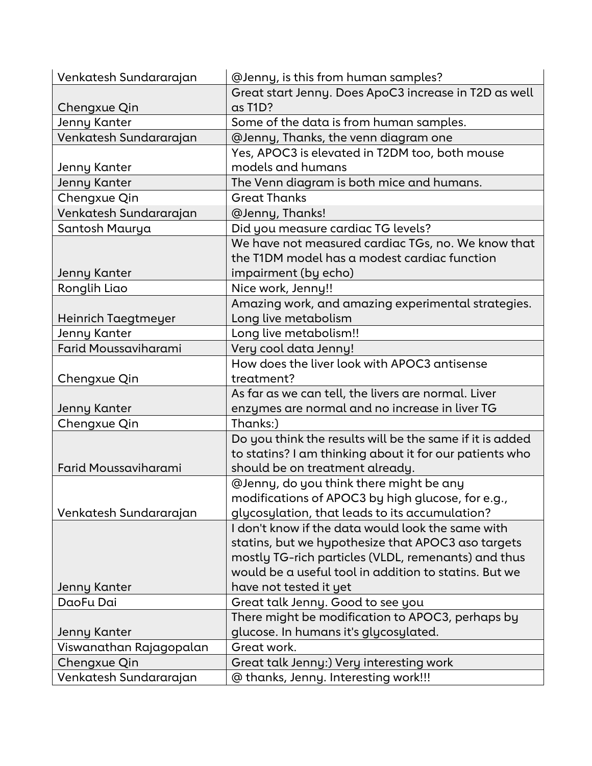| | |
|---|---|
| Venkatesh Sundararajan | @Jenny, is this from human samples? |
| Chengxue Qin | Great start Jenny. Does ApoC3 increase in T2D as well as T1D? |
| Jenny Kanter | Some of the data is from human samples. |
| Venkatesh Sundararajan | @Jenny, Thanks, the venn diagram one |
| Jenny Kanter | Yes, APOC3 is elevated in T2DM too, both mouse models and humans |
| Jenny Kanter | The Venn diagram is both mice and humans. |
| Chengxue Qin | Great Thanks |
| Venkatesh Sundararajan | @Jenny, Thanks! |
| Santosh Maurya | Did you measure cardiac TG levels? |
| Jenny Kanter | We have not measured cardiac TGs, no. We know that the T1DM model has a modest cardiac function impairment (by echo) |
| Ronglih Liao | Nice work, Jenny!! |
| Heinrich Taegtmeyer | Amazing work, and amazing experimental strategies. Long live metabolism |
| Jenny Kanter | Long live metabolism!! |
| Farid Moussaviharami | Very cool data Jenny! |
| Chengxue Qin | How does the liver look with APOC3 antisense treatment? |
| Jenny Kanter | As far as we can tell, the livers are normal. Liver enzymes are normal and no increase in liver TG |
| Chengxue Qin | Thanks:) |
| Farid Moussaviharami | Do you think the results will be the same if it is added to statins? I am thinking about it for our patients who should be on treatment already. |
| Venkatesh Sundararajan | @Jenny, do you think there might be any modifications of APOC3 by high glucose, for e.g., glycosylation, that leads to its accumulation? |
| Jenny Kanter | I don't know if the data would look the same with statins, but we hypothesize that APOC3 aso targets mostly TG-rich particles (VLDL, remenants) and thus would be a useful tool in addition to statins. But we have not tested it yet |
| DaoFu Dai | Great talk Jenny. Good to see you |
| Jenny Kanter | There might be modification to APOC3, perhaps by glucose. In humans it's glycosylated. |
| Viswanathan Rajagopalan | Great work. |
| Chengxue Qin | Great talk Jenny:) Very interesting work |
| Venkatesh Sundararajan | @ thanks, Jenny. Interesting work!!! |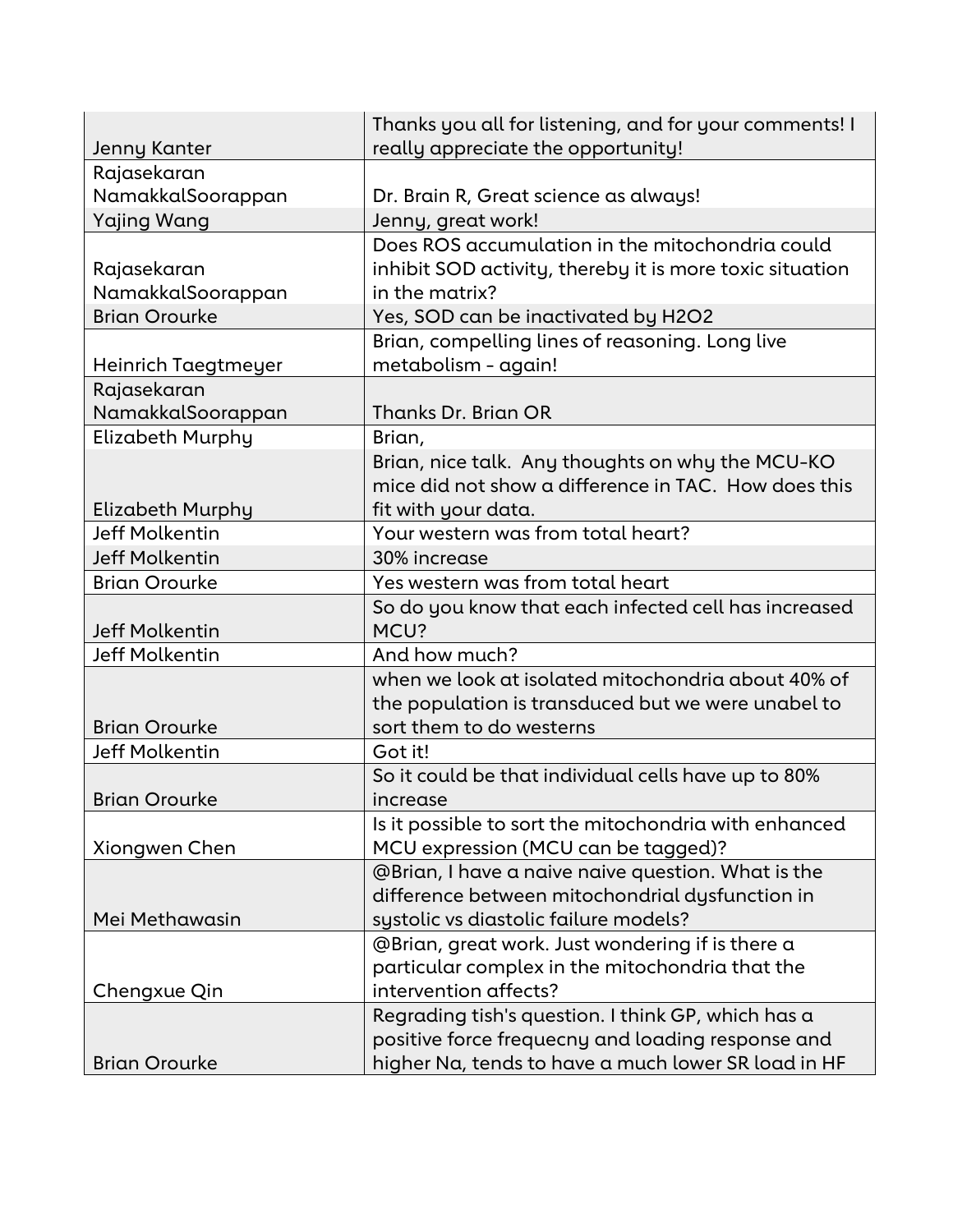| | |
|---|---|
| Jenny Kanter | Thanks you all for listening, and for your comments! I really appreciate the opportunity! |
| Rajasekaran NamakkalSoorappan | Dr. Brain R, Great science as always! |
| Yajing Wang | Jenny, great work! |
| Rajasekaran NamakkalSoorappan | Does ROS accumulation in the mitochondria could inhibit SOD activity, thereby it is more toxic situation in the matrix? |
| Brian Orourke | Yes, SOD can be inactivated by H2O2 |
| Heinrich Taegtmeyer | Brian, compelling lines of reasoning. Long live metabolism - again! |
| Rajasekaran NamakkalSoorappan | Thanks Dr. Brian OR |
| Elizabeth Murphy | Brian, |
| Elizabeth Murphy | Brian, nice talk. Any thoughts on why the MCU-KO mice did not show a difference in TAC. How does this fit with your data. |
| Jeff Molkentin | Your western was from total heart? |
| Jeff Molkentin | 30% increase |
| Brian Orourke | Yes western was from total heart |
| Jeff Molkentin | So do you know that each infected cell has increased MCU? |
| Jeff Molkentin | And how much? |
| Brian Orourke | when we look at isolated mitochondria about 40% of the population is transduced but we were unabel to sort them to do westerns |
| Jeff Molkentin | Got it! |
| Brian Orourke | So it could be that individual cells have up to 80% increase |
| Xiongwen Chen | Is it possible to sort the mitochondria with enhanced MCU expression (MCU can be tagged)? |
| Mei Methawasin | @Brian, I have a naive naive question. What is the difference between mitochondrial dysfunction in systolic vs diastolic failure models? |
| Chengxue Qin | @Brian, great work. Just wondering if is there a particular complex in the mitochondria that the intervention affects? |
| Brian Orourke | Regrading tish's question. I think GP, which has a positive force frequecny and loading response and higher Na, tends to have a much lower SR load in HF |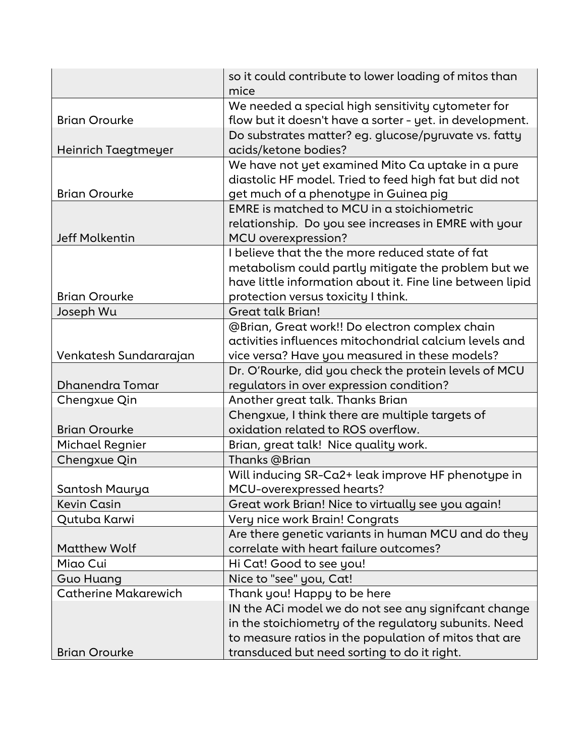| | |
|---|---|
| | so it could contribute to lower loading of mitos than mice |
| Brian Orourke | We needed a special high sensitivity cytometer for flow but it doesn't have a sorter - yet. in development. |
| Heinrich Taegtmeyer | Do substrates matter? eg. glucose/pyruvate vs. fatty acids/ketone bodies? |
| Brian Orourke | We have not yet examined Mito Ca uptake in a pure diastolic HF model. Tried to feed high fat but did not get much of a phenotype in Guinea pig |
| Jeff Molkentin | EMRE is matched to MCU in a stoichiometric relationship. Do you see increases in EMRE with your MCU overexpression? |
| Brian Orourke | I believe that the the more reduced state of fat metabolism could partly mitigate the problem but we have little information about it. Fine line between lipid protection versus toxicity I think. |
| Joseph Wu | Great talk Brian! |
| Venkatesh Sundararajan | @Brian, Great work!! Do electron complex chain activities influences mitochondrial calcium levels and vice versa? Have you measured in these models? |
| Dhanendra Tomar | Dr. O'Rourke, did you check the protein levels of MCU regulators in over expression condition? |
| Chengxue Qin | Another great talk. Thanks Brian |
| Brian Orourke | Chengxue, I think there are multiple targets of oxidation related to ROS overflow. |
| Michael Regnier | Brian, great talk! Nice quality work. |
| Chengxue Qin | Thanks @Brian |
| Santosh Maurya | Will inducing SR-Ca2+ leak improve HF phenotype in MCU-overexpressed hearts? |
| Kevin Casin | Great work Brian! Nice to virtually see you again! |
| Qutuba Karwi | Very nice work Brain! Congrats |
| Matthew Wolf | Are there genetic variants in human MCU and do they correlate with heart failure outcomes? |
| Miao Cui | Hi Cat! Good to see you! |
| Guo Huang | Nice to "see" you, Cat! |
| Catherine Makarewich | Thank you! Happy to be here |
| Brian Orourke | IN the ACi model we do not see any signifcant change in the stoichiometry of the regulatory subunits. Need to measure ratios in the population of mitos that are transduced but need sorting to do it right. |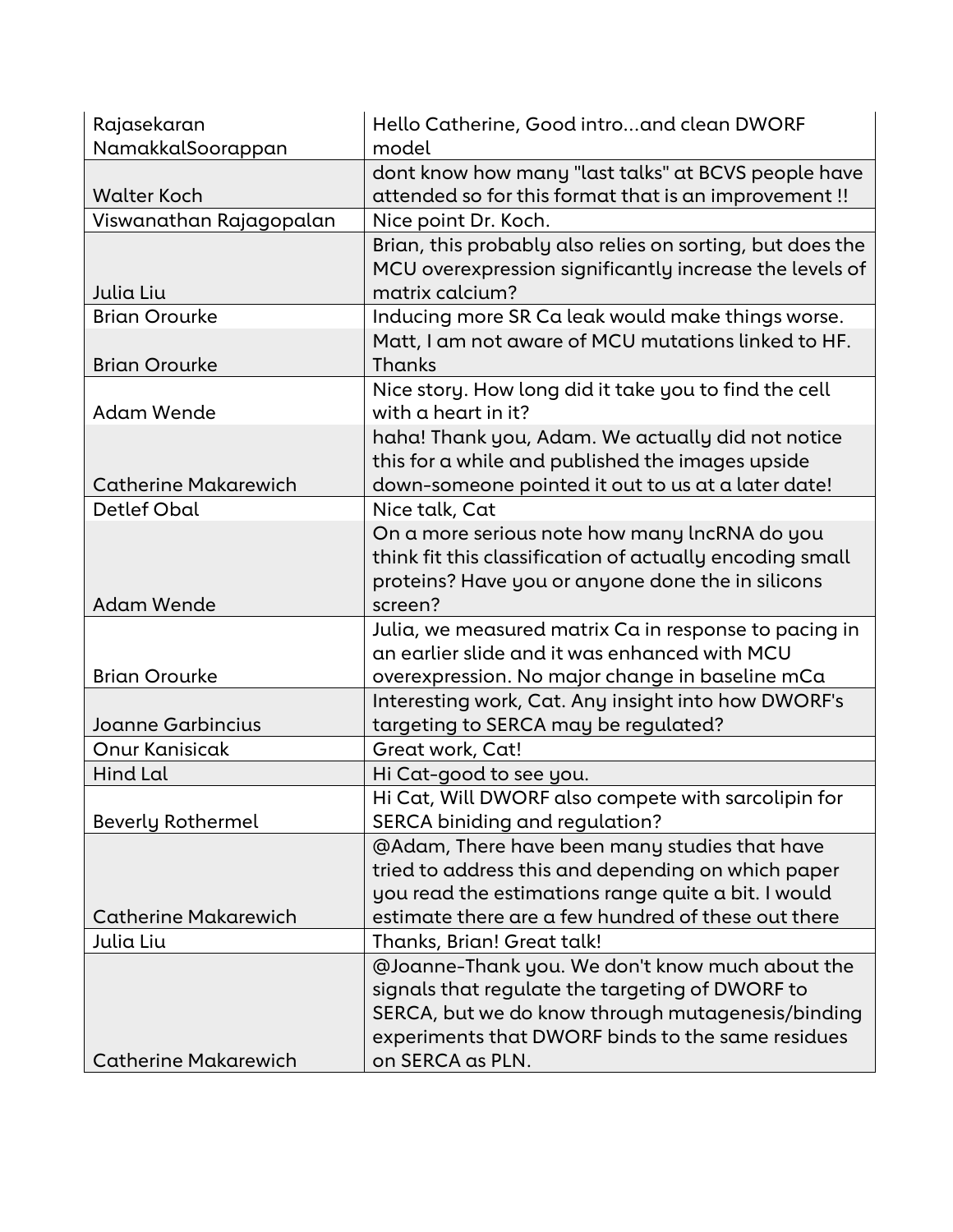| | |
|---|---|
| Rajasekaran NamakkalSoorappan | Hello Catherine, Good intro...and clean DWORF model |
| Walter Koch | dont know how many "last talks" at BCVS people have attended so for this format that is an improvement !! |
| Viswanathan Rajagopalan | Nice point Dr. Koch. |
| Julia Liu | Brian, this probably also relies on sorting, but does the MCU overexpression significantly increase the levels of matrix calcium? |
| Brian Orourke | Inducing more SR Ca leak would make things worse. |
| Brian Orourke | Matt, I am not aware of MCU mutations linked to HF. Thanks |
| Adam Wende | Nice story. How long did it take you to find the cell with a heart in it? |
| Catherine Makarewich | haha! Thank you, Adam. We actually did not notice this for a while and published the images upside down-someone pointed it out to us at a later date! |
| Detlef Obal | Nice talk, Cat |
| Adam Wende | On a more serious note how many lncRNA do you think fit this classification of actually encoding small proteins? Have you or anyone done the in silicons screen? |
| Brian Orourke | Julia, we measured matrix Ca in response to pacing in an earlier slide and it was enhanced with MCU overexpression. No major change in baseline mCa |
| Joanne Garbincius | Interesting work, Cat. Any insight into how DWORF's targeting to SERCA may be regulated? |
| Onur Kanisicak | Great work, Cat! |
| Hind Lal | Hi Cat-good to see you. |
| Beverly Rothermel | Hi Cat, Will DWORF also compete with sarcolipin for SERCA biniding and regulation? |
| Catherine Makarewich | @Adam, There have been many studies that have tried to address this and depending on which paper you read the estimations range quite a bit. I would estimate there are a few hundred of these out there |
| Julia Liu | Thanks, Brian! Great talk! |
| Catherine Makarewich | @Joanne-Thank you. We don't know much about the signals that regulate the targeting of DWORF to SERCA, but we do know through mutagenesis/binding experiments that DWORF binds to the same residues on SERCA as PLN. |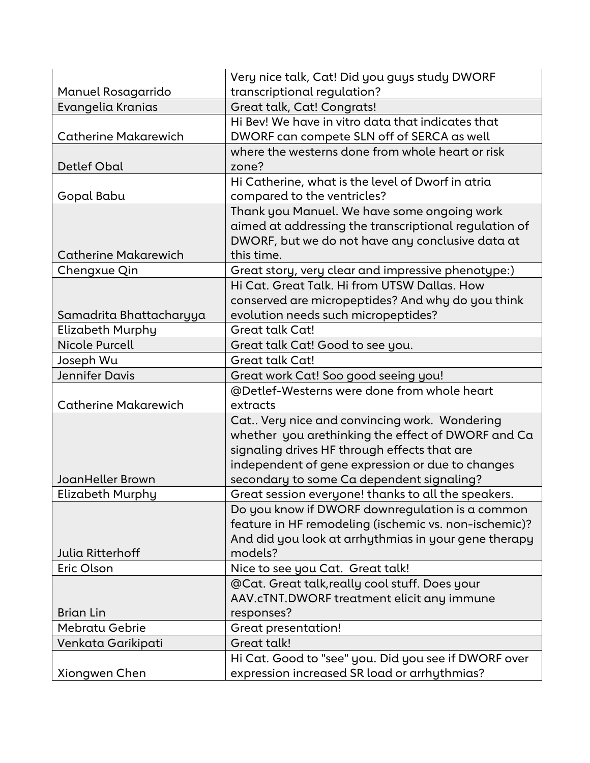| | |
|---|---|
| Manuel Rosagarrido | Very nice talk, Cat! Did you guys study DWORF transcriptional regulation? |
| Evangelia Kranias | Great talk, Cat! Congrats! |
| Catherine Makarewich | Hi Bev! We have in vitro data that indicates that DWORF can compete SLN off of SERCA as well |
| Detlef Obal | where the westerns done from whole heart or risk zone? |
| Gopal Babu | Hi Catherine, what is the level of Dworf in atria compared to the ventricles? |
| Catherine Makarewich | Thank you Manuel. We have some ongoing work aimed at addressing the transcriptional regulation of DWORF, but we do not have any conclusive data at this time. |
| Chengxue Qin | Great story, very clear and impressive phenotype:) |
| Samadrita Bhattacharyya | Hi Cat. Great Talk. Hi from UTSW Dallas. How conserved are micropeptides? And why do you think evolution needs such micropeptides? |
| Elizabeth Murphy | Great talk Cat! |
| Nicole Purcell | Great talk Cat! Good to see you. |
| Joseph Wu | Great talk Cat! |
| Jennifer Davis | Great work Cat! Soo good seeing you! |
| Catherine Makarewich | @Detlef-Westerns were done from whole heart extracts |
| JoanHeller Brown | Cat.. Very nice and convincing work. Wondering whether you arethinking the effect of DWORF and Ca signaling drives HF through effects that are independent of gene expression or due to changes secondary to some Ca dependent signaling? |
| Elizabeth Murphy | Great session everyone! thanks to all the speakers. |
| Julia Ritterhoff | Do you know if DWORF downregulation is a common feature in HF remodeling (ischemic vs. non-ischemic)? And did you look at arrhythmias in your gene therapy models? |
| Eric Olson | Nice to see you Cat. Great talk! |
| Brian Lin | @Cat. Great talk,really cool stuff. Does your AAV.cTNT.DWORF treatment elicit any immune responses? |
| Mebratu Gebrie | Great presentation! |
| Venkata Garikipati | Great talk! |
| Xiongwen Chen | Hi Cat. Good to "see" you. Did you see if DWORF over expression increased SR load or arrhythmias? |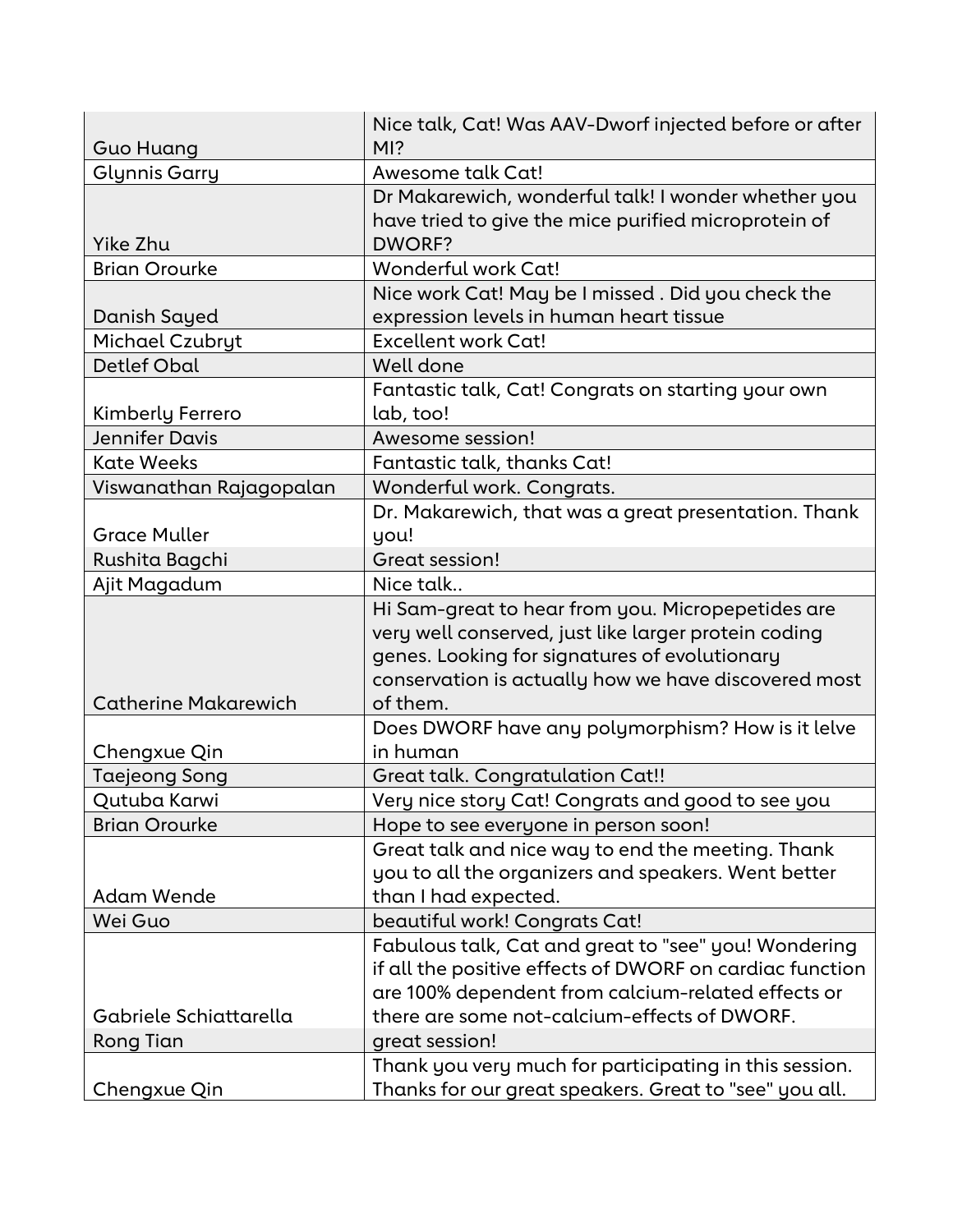| | |
|---|---|
| Guo Huang | Nice talk, Cat! Was AAV-Dworf injected before or after MI? |
| Glynnis Garry | Awesome talk Cat! |
| Yike Zhu | Dr Makarewich, wonderful talk! I wonder whether you have tried to give the mice purified microprotein of DWORF? |
| Brian Orourke | Wonderful work Cat! |
| Danish Sayed | Nice work Cat! May be I missed . Did you check the expression levels in human heart tissue |
| Michael Czubryt | Excellent work Cat! |
| Detlef Obal | Well done |
| Kimberly Ferrero | Fantastic talk, Cat! Congrats on starting your own lab, too! |
| Jennifer Davis | Awesome session! |
| Kate Weeks | Fantastic talk, thanks Cat! |
| Viswanathan Rajagopalan | Wonderful work. Congrats. |
| Grace Muller | Dr. Makarewich, that was a great presentation. Thank you! |
| Rushita Bagchi | Great session! |
| Ajit Magadum | Nice talk.. |
| Catherine Makarewich | Hi Sam-great to hear from you. Micropepetides are very well conserved, just like larger protein coding genes. Looking for signatures of evolutionary conservation is actually how we have discovered most of them. |
| Chengxue Qin | Does DWORF have any polymorphism? How is it lelve in human |
| Taejeong Song | Great talk. Congratulation Cat!! |
| Qutuba Karwi | Very nice story Cat! Congrats and good to see you |
| Brian Orourke | Hope to see everyone in person soon! |
| Adam Wende | Great talk and nice way to end the meeting. Thank you to all the organizers and speakers. Went better than I had expected. |
| Wei Guo | beautiful work! Congrats Cat! |
| Gabriele Schiattarella | Fabulous talk, Cat and great to "see" you! Wondering if all the positive effects of DWORF on cardiac function are 100% dependent from calcium-related effects or there are some not-calcium-effects of DWORF. |
| Rong Tian | great session! |
| Chengxue Qin | Thank you very much for participating in this session. Thanks for our great speakers. Great to "see" you all. |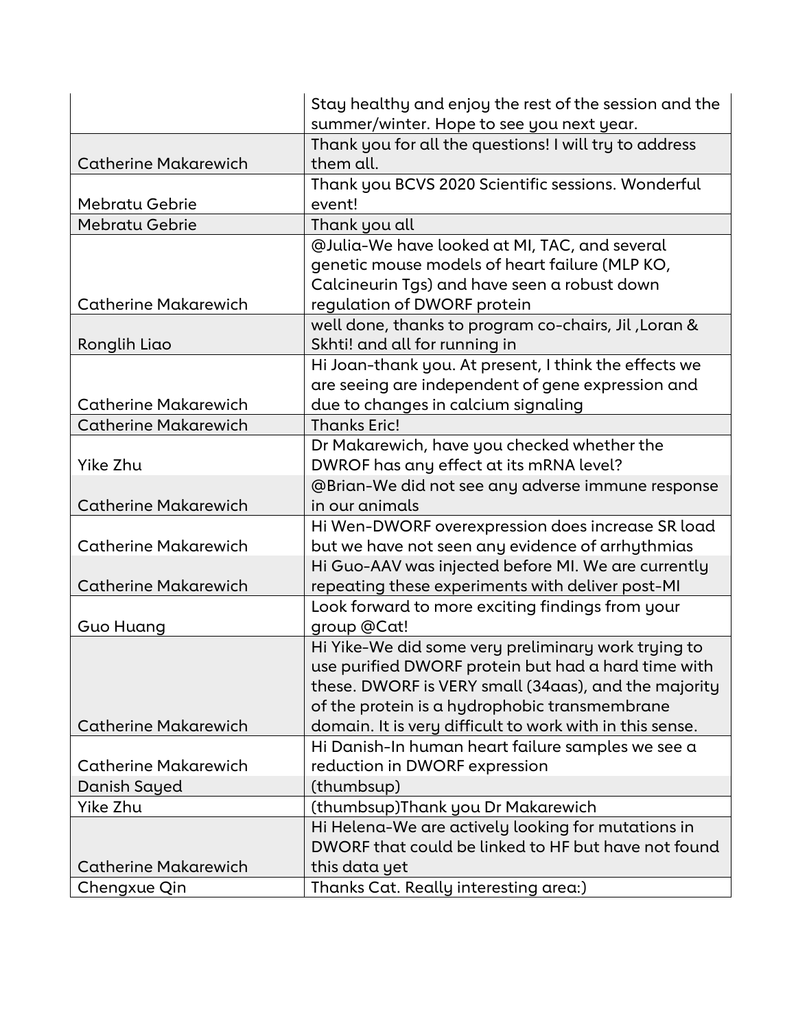| | |
|---|---|
| | Stay healthy and enjoy the rest of the session and the summer/winter. Hope to see you next year. |
| Catherine Makarewich | Thank you for all the questions! I will try to address them all. |
| Mebratu Gebrie | Thank you BCVS 2020 Scientific sessions. Wonderful event! |
| Mebratu Gebrie | Thank you all |
| Catherine Makarewich | @Julia-We have looked at MI, TAC, and several genetic mouse models of heart failure (MLP KO, Calcineurin Tgs) and have seen a robust down regulation of DWORF protein |
| Ronglih Liao | well done, thanks to program co-chairs, Jil ,Loran & Skhti! and all for running in |
| Catherine Makarewich | Hi Joan-thank you. At present, I think the effects we are seeing are independent of gene expression and due to changes in calcium signaling |
| Catherine Makarewich | Thanks Eric! |
| Yike Zhu | Dr Makarewich, have you checked whether the DWROF has any effect at its mRNA level? |
| Catherine Makarewich | @Brian-We did not see any adverse immune response in our animals |
| Catherine Makarewich | Hi Wen-DWORF overexpression does increase SR load but we have not seen any evidence of arrhythmias |
| Catherine Makarewich | Hi Guo-AAV was injected before MI. We are currently repeating these experiments with deliver post-MI |
| Guo Huang | Look forward to more exciting findings from your group @Cat! |
| Catherine Makarewich | Hi Yike-We did some very preliminary work trying to use purified DWORF protein but had a hard time with these. DWORF is VERY small (34aas), and the majority of the protein is a hydrophobic transmembrane domain. It is very difficult to work with in this sense. |
| Catherine Makarewich | Hi Danish-In human heart failure samples we see a reduction in DWORF expression |
| Danish Sayed | (thumbsup) |
| Yike Zhu | (thumbsup)Thank you Dr Makarewich |
| Catherine Makarewich | Hi Helena-We are actively looking for mutations in DWORF that could be linked to HF but have not found this data yet |
| Chengxue Qin | Thanks Cat. Really interesting area:) |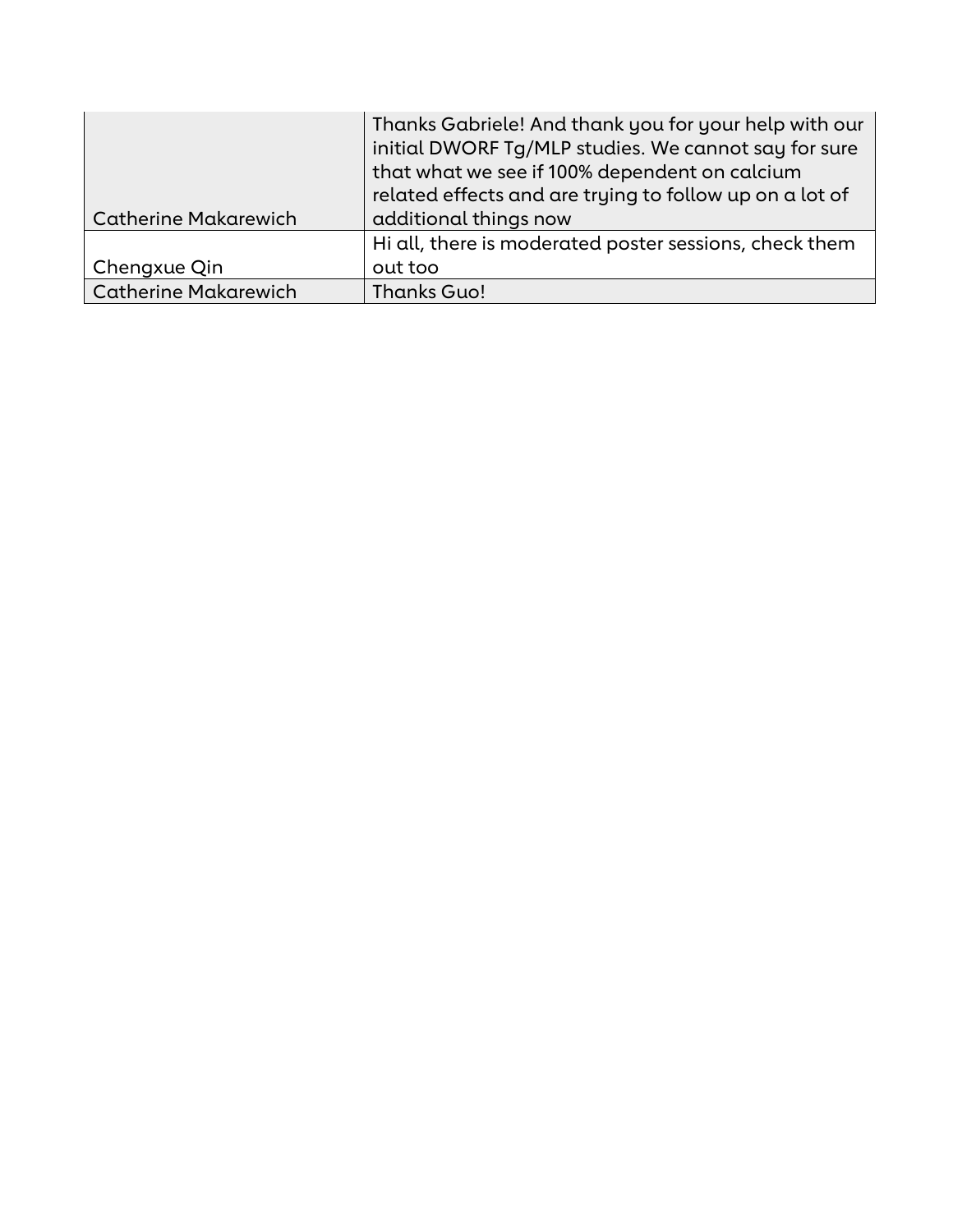| | |
|---|---|
| Catherine Makarewich | Thanks Gabriele! And thank you for your help with our initial DWORF Tg/MLP studies. We cannot say for sure that what we see if 100% dependent on calcium related effects and are trying to follow up on a lot of additional things now |
| Chengxue Qin | Hi all, there is moderated poster sessions, check them out too |
| Catherine Makarewich | Thanks Guo! |